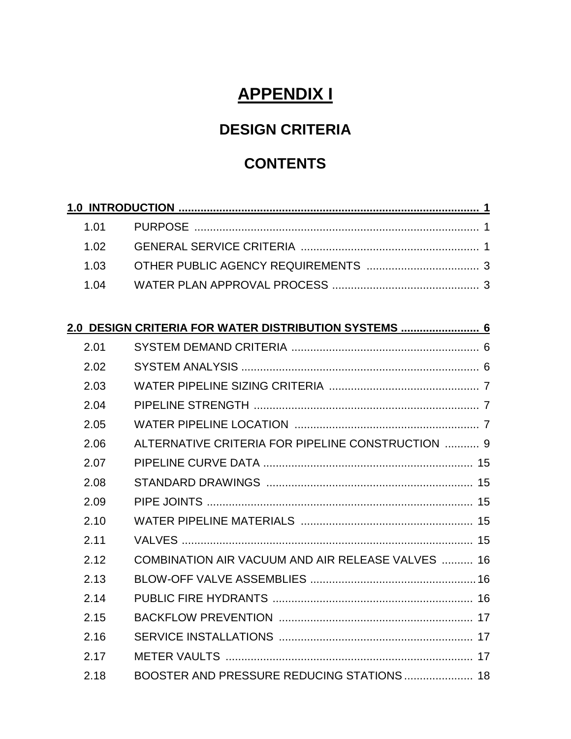# APPENDIX I

## DESIGN CRITERIA

## CONTENTS

**1.0 INTRODUCTION .............................................................................................. 1**

| | | |
|---|---|---|
| 1.01 | PURPOSE | 1 |
| 1.02 | GENERAL SERVICE CRITERIA | 1 |
| 1.03 | OTHER PUBLIC AGENCY REQUIREMENTS | 3 |
| 1.04 | WATER PLAN APPROVAL PROCESS | 3 |

**2.0 DESIGN CRITERIA FOR WATER DISTRIBUTION SYSTEMS ......................... 6**

| | | |
|---|---|---|
| 2.01 | SYSTEM DEMAND CRITERIA | 6 |
| 2.02 | SYSTEM ANALYSIS | 6 |
| 2.03 | WATER PIPELINE SIZING CRITERIA | 7 |
| 2.04 | PIPELINE STRENGTH | 7 |
| 2.05 | WATER PIPELINE LOCATION | 7 |
| 2.06 | ALTERNATIVE CRITERIA FOR PIPELINE CONSTRUCTION | 9 |
| 2.07 | PIPELINE CURVE DATA | 15 |
| 2.08 | STANDARD DRAWINGS | 15 |
| 2.09 | PIPE JOINTS | 15 |
| 2.10 | WATER PIPELINE MATERIALS | 15 |
| 2.11 | VALVES | 15 |
| 2.12 | COMBINATION AIR VACUUM AND AIR RELEASE VALVES | 16 |
| 2.13 | BLOW-OFF VALVE ASSEMBLIES | 16 |
| 2.14 | PUBLIC FIRE HYDRANTS | 16 |
| 2.15 | BACKFLOW PREVENTION | 17 |
| 2.16 | SERVICE INSTALLATIONS | 17 |
| 2.17 | METER VAULTS | 17 |
| 2.18 | BOOSTER AND PRESSURE REDUCING STATIONS | 18 |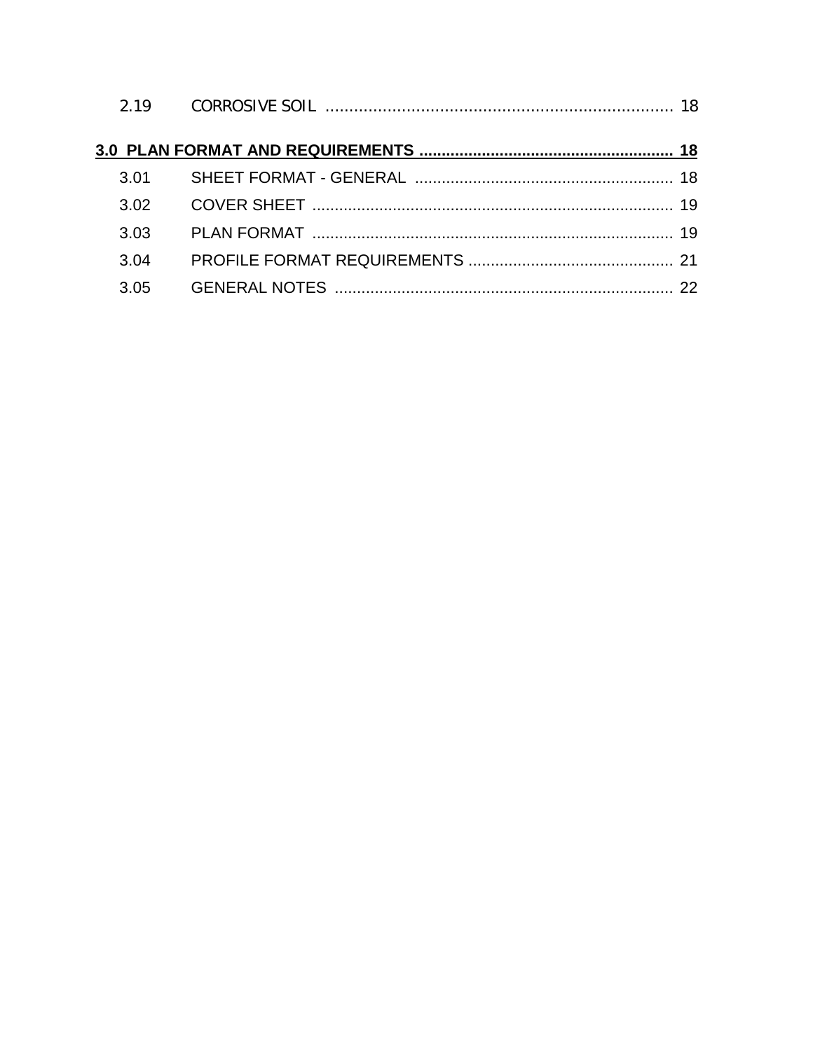| | | |
|---|---|---|
| 2.19 | CORROSIVE SOIL | 18 |

| | | |
|---|---|---|
| **3.0 PLAN FORMAT AND REQUIREMENTS** | | **18** |
| 3.01 | SHEET FORMAT - GENERAL | 18 |
| 3.02 | COVER SHEET | 19 |
| 3.03 | PLAN FORMAT | 19 |
| 3.04 | PROFILE FORMAT REQUIREMENTS | 21 |
| 3.05 | GENERAL NOTES | 22 |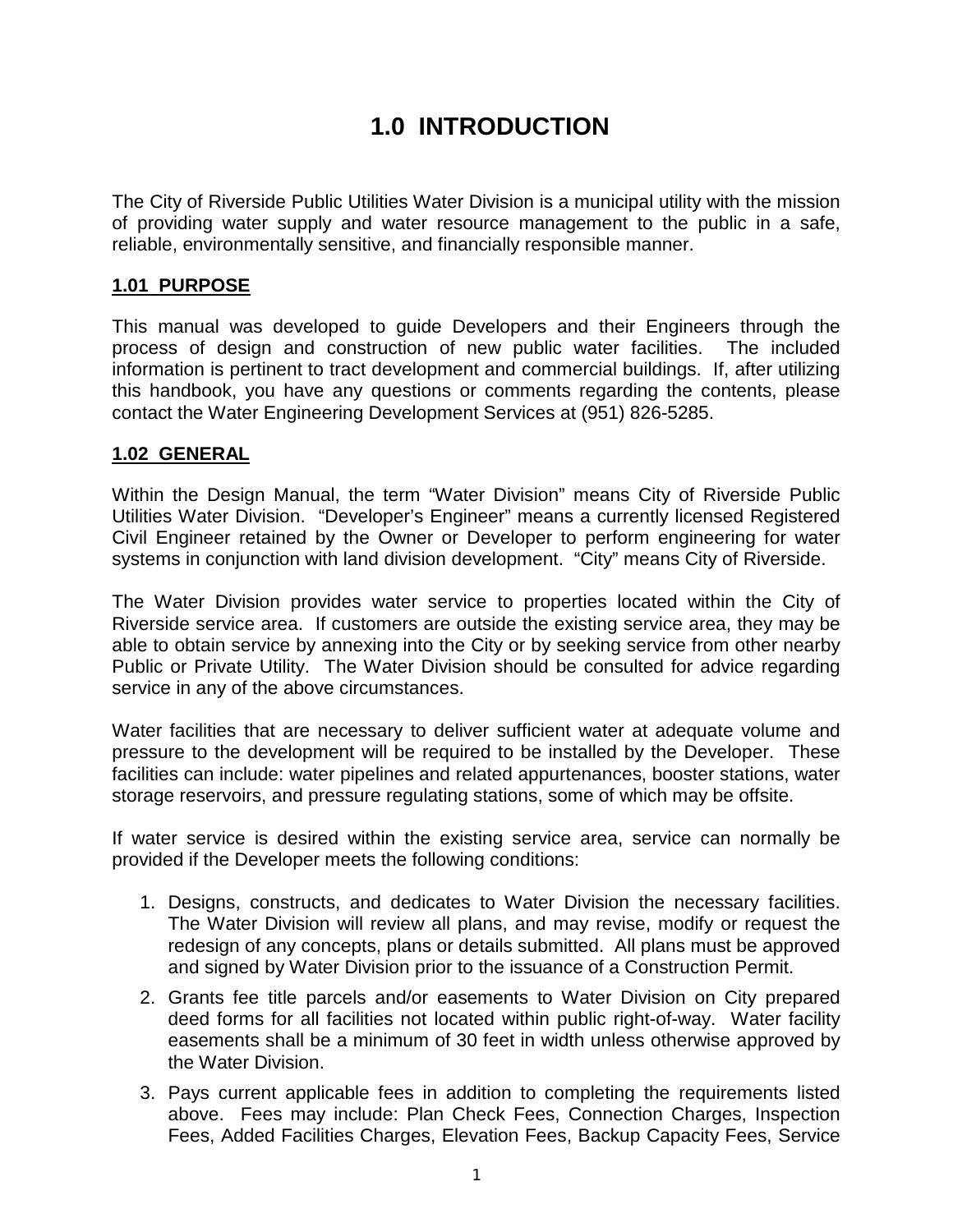# 1.0 INTRODUCTION

The City of Riverside Public Utilities Water Division is a municipal utility with the mission of providing water supply and water resource management to the public in a safe, reliable, environmentally sensitive, and financially responsible manner.

## 1.01 PURPOSE

This manual was developed to guide Developers and their Engineers through the process of design and construction of new public water facilities. The included information is pertinent to tract development and commercial buildings. If, after utilizing this handbook, you have any questions or comments regarding the contents, please contact the Water Engineering Development Services at (951) 826-5285.

## 1.02 GENERAL

Within the Design Manual, the term "Water Division" means City of Riverside Public Utilities Water Division. "Developer's Engineer" means a currently licensed Registered Civil Engineer retained by the Owner or Developer to perform engineering for water systems in conjunction with land division development. "City" means City of Riverside.

The Water Division provides water service to properties located within the City of Riverside service area. If customers are outside the existing service area, they may be able to obtain service by annexing into the City or by seeking service from other nearby Public or Private Utility. The Water Division should be consulted for advice regarding service in any of the above circumstances.

Water facilities that are necessary to deliver sufficient water at adequate volume and pressure to the development will be required to be installed by the Developer. These facilities can include: water pipelines and related appurtenances, booster stations, water storage reservoirs, and pressure regulating stations, some of which may be offsite.

If water service is desired within the existing service area, service can normally be provided if the Developer meets the following conditions:

1. Designs, constructs, and dedicates to Water Division the necessary facilities. The Water Division will review all plans, and may revise, modify or request the redesign of any concepts, plans or details submitted. All plans must be approved and signed by Water Division prior to the issuance of a Construction Permit.
2. Grants fee title parcels and/or easements to Water Division on City prepared deed forms for all facilities not located within public right-of-way. Water facility easements shall be a minimum of 30 feet in width unless otherwise approved by the Water Division.
3. Pays current applicable fees in addition to completing the requirements listed above. Fees may include: Plan Check Fees, Connection Charges, Inspection Fees, Added Facilities Charges, Elevation Fees, Backup Capacity Fees, Service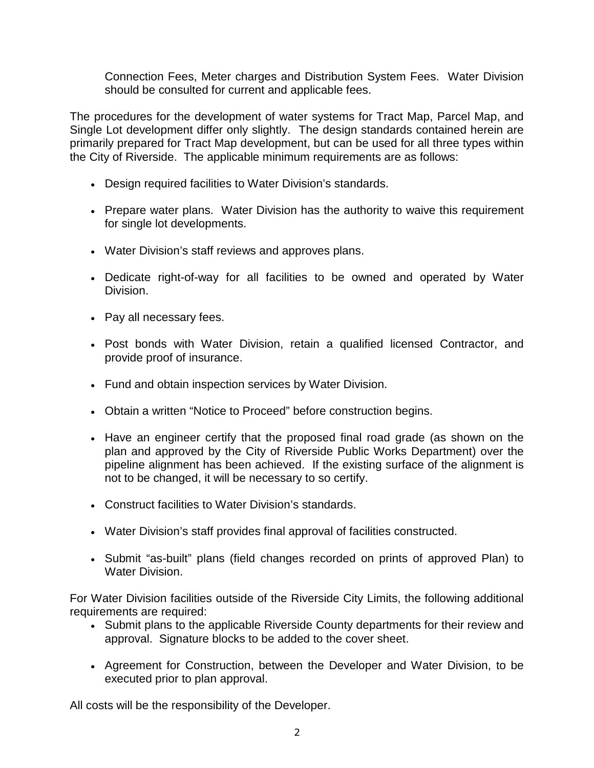Connection Fees, Meter charges and Distribution System Fees. Water Division should be consulted for current and applicable fees.

The procedures for the development of water systems for Tract Map, Parcel Map, and Single Lot development differ only slightly. The design standards contained herein are primarily prepared for Tract Map development, but can be used for all three types within the City of Riverside. The applicable minimum requirements are as follows:

- Design required facilities to Water Division's standards.
- Prepare water plans. Water Division has the authority to waive this requirement for single lot developments.
- Water Division's staff reviews and approves plans.
- Dedicate right-of-way for all facilities to be owned and operated by Water Division.
- Pay all necessary fees.
- Post bonds with Water Division, retain a qualified licensed Contractor, and provide proof of insurance.
- Fund and obtain inspection services by Water Division.
- Obtain a written "Notice to Proceed" before construction begins.
- Have an engineer certify that the proposed final road grade (as shown on the plan and approved by the City of Riverside Public Works Department) over the pipeline alignment has been achieved. If the existing surface of the alignment is not to be changed, it will be necessary to so certify.
- Construct facilities to Water Division's standards.
- Water Division's staff provides final approval of facilities constructed.
- Submit "as-built" plans (field changes recorded on prints of approved Plan) to Water Division.

For Water Division facilities outside of the Riverside City Limits, the following additional requirements are required:

- Submit plans to the applicable Riverside County departments for their review and approval. Signature blocks to be added to the cover sheet.
- Agreement for Construction, between the Developer and Water Division, to be executed prior to plan approval.

All costs will be the responsibility of the Developer.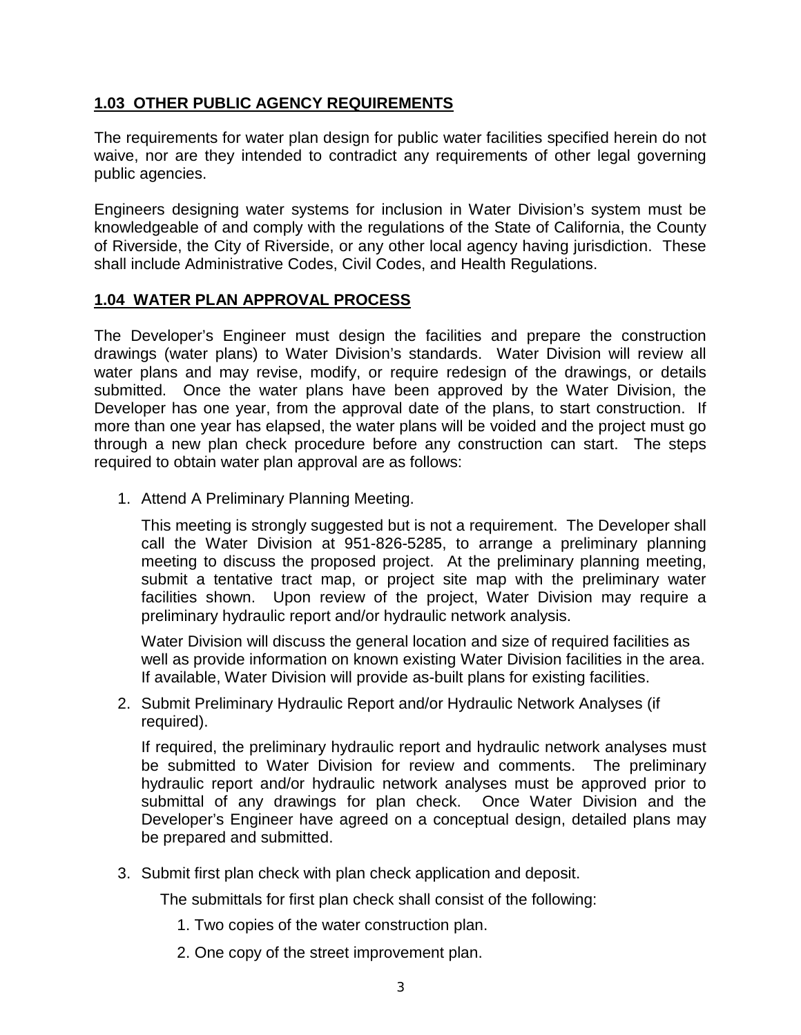## 1.03 OTHER PUBLIC AGENCY REQUIREMENTS

The requirements for water plan design for public water facilities specified herein do not waive, nor are they intended to contradict any requirements of other legal governing public agencies.

Engineers designing water systems for inclusion in Water Division's system must be knowledgeable of and comply with the regulations of the State of California, the County of Riverside, the City of Riverside, or any other local agency having jurisdiction. These shall include Administrative Codes, Civil Codes, and Health Regulations.

## 1.04 WATER PLAN APPROVAL PROCESS

The Developer's Engineer must design the facilities and prepare the construction drawings (water plans) to Water Division's standards. Water Division will review all water plans and may revise, modify, or require redesign of the drawings, or details submitted. Once the water plans have been approved by the Water Division, the Developer has one year, from the approval date of the plans, to start construction. If more than one year has elapsed, the water plans will be voided and the project must go through a new plan check procedure before any construction can start. The steps required to obtain water plan approval are as follows:

1. Attend A Preliminary Planning Meeting.

   This meeting is strongly suggested but is not a requirement. The Developer shall call the Water Division at 951-826-5285, to arrange a preliminary planning meeting to discuss the proposed project. At the preliminary planning meeting, submit a tentative tract map, or project site map with the preliminary water facilities shown. Upon review of the project, Water Division may require a preliminary hydraulic report and/or hydraulic network analysis.

   Water Division will discuss the general location and size of required facilities as well as provide information on known existing Water Division facilities in the area. If available, Water Division will provide as-built plans for existing facilities.

2. Submit Preliminary Hydraulic Report and/or Hydraulic Network Analyses (if required).

   If required, the preliminary hydraulic report and hydraulic network analyses must be submitted to Water Division for review and comments. The preliminary hydraulic report and/or hydraulic network analyses must be approved prior to submittal of any drawings for plan check. Once Water Division and the Developer's Engineer have agreed on a conceptual design, detailed plans may be prepared and submitted.

3. Submit first plan check with plan check application and deposit.

   The submittals for first plan check shall consist of the following:

   1. Two copies of the water construction plan.
   2. One copy of the street improvement plan.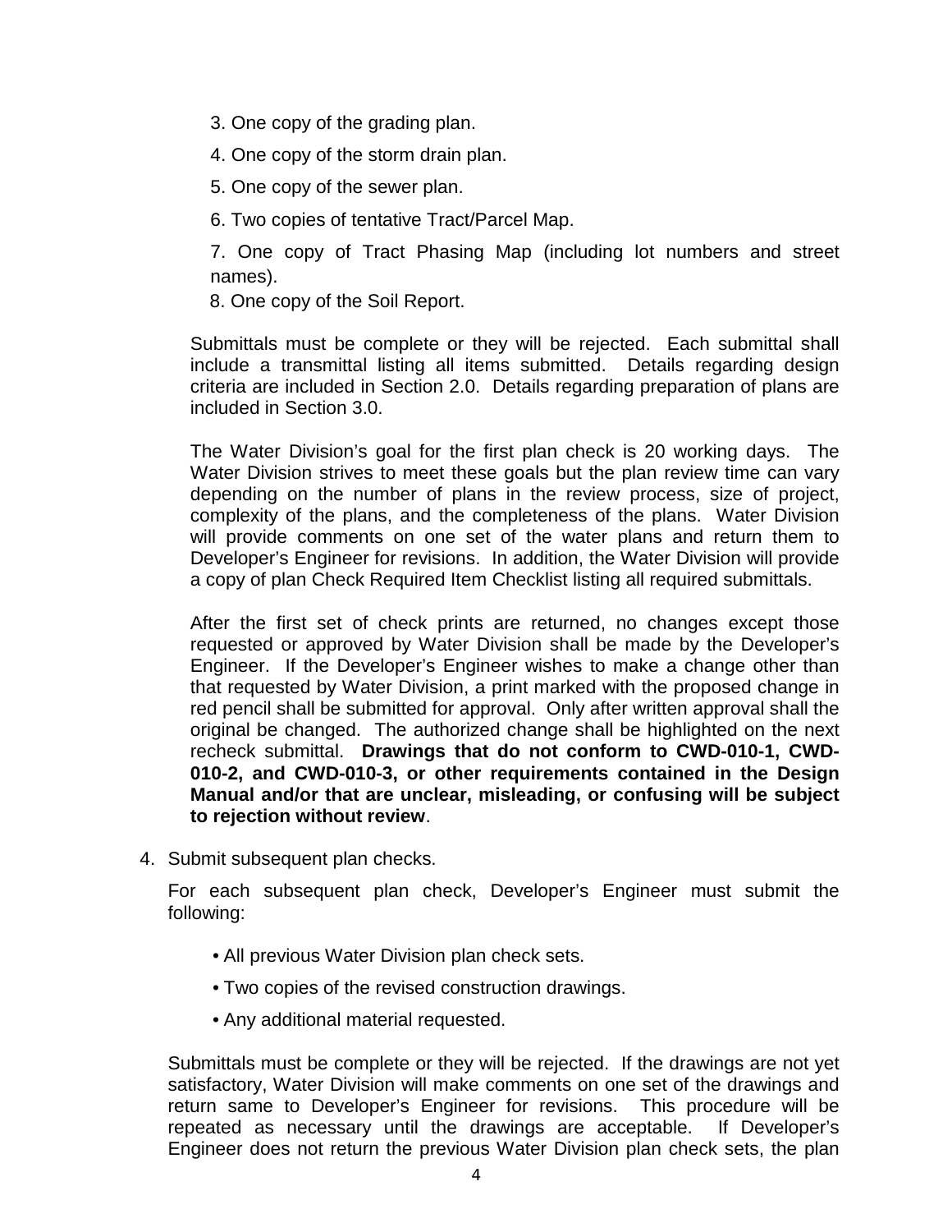3. One copy of the grading plan.

4. One copy of the storm drain plan.

5. One copy of the sewer plan.

6. Two copies of tentative Tract/Parcel Map.

7. One copy of Tract Phasing Map (including lot numbers and street names).

8. One copy of the Soil Report.

Submittals must be complete or they will be rejected. Each submittal shall include a transmittal listing all items submitted. Details regarding design criteria are included in Section 2.0. Details regarding preparation of plans are included in Section 3.0.

The Water Division's goal for the first plan check is 20 working days. The Water Division strives to meet these goals but the plan review time can vary depending on the number of plans in the review process, size of project, complexity of the plans, and the completeness of the plans. Water Division will provide comments on one set of the water plans and return them to Developer's Engineer for revisions. In addition, the Water Division will provide a copy of plan Check Required Item Checklist listing all required submittals.

After the first set of check prints are returned, no changes except those requested or approved by Water Division shall be made by the Developer's Engineer. If the Developer's Engineer wishes to make a change other than that requested by Water Division, a print marked with the proposed change in red pencil shall be submitted for approval. Only after written approval shall the original be changed. The authorized change shall be highlighted on the next recheck submittal. **Drawings that do not conform to CWD-010-1, CWD-010-2, and CWD-010-3, or other requirements contained in the Design Manual and/or that are unclear, misleading, or confusing will be subject to rejection without review**.

4. Submit subsequent plan checks.

   For each subsequent plan check, Developer's Engineer must submit the following:

   - All previous Water Division plan check sets.
   - Two copies of the revised construction drawings.
   - Any additional material requested.

   Submittals must be complete or they will be rejected. If the drawings are not yet satisfactory, Water Division will make comments on one set of the drawings and return same to Developer's Engineer for revisions. This procedure will be repeated as necessary until the drawings are acceptable. If Developer's Engineer does not return the previous Water Division plan check sets, the plan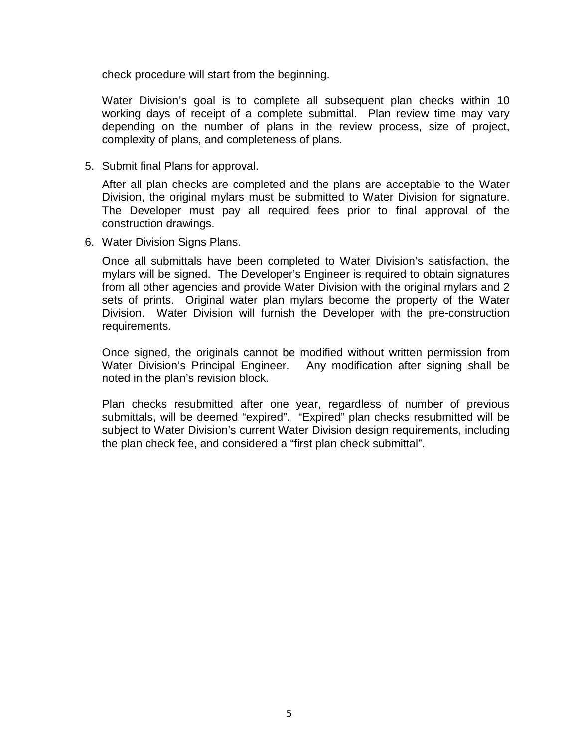check procedure will start from the beginning.

Water Division's goal is to complete all subsequent plan checks within 10 working days of receipt of a complete submittal. Plan review time may vary depending on the number of plans in the review process, size of project, complexity of plans, and completeness of plans.

5. Submit final Plans for approval.

   After all plan checks are completed and the plans are acceptable to the Water Division, the original mylars must be submitted to Water Division for signature. The Developer must pay all required fees prior to final approval of the construction drawings.

6. Water Division Signs Plans.

   Once all submittals have been completed to Water Division's satisfaction, the mylars will be signed. The Developer's Engineer is required to obtain signatures from all other agencies and provide Water Division with the original mylars and 2 sets of prints. Original water plan mylars become the property of the Water Division. Water Division will furnish the Developer with the pre-construction requirements.

   Once signed, the originals cannot be modified without written permission from Water Division's Principal Engineer. Any modification after signing shall be noted in the plan's revision block.

   Plan checks resubmitted after one year, regardless of number of previous submittals, will be deemed "expired". "Expired" plan checks resubmitted will be subject to Water Division's current Water Division design requirements, including the plan check fee, and considered a "first plan check submittal".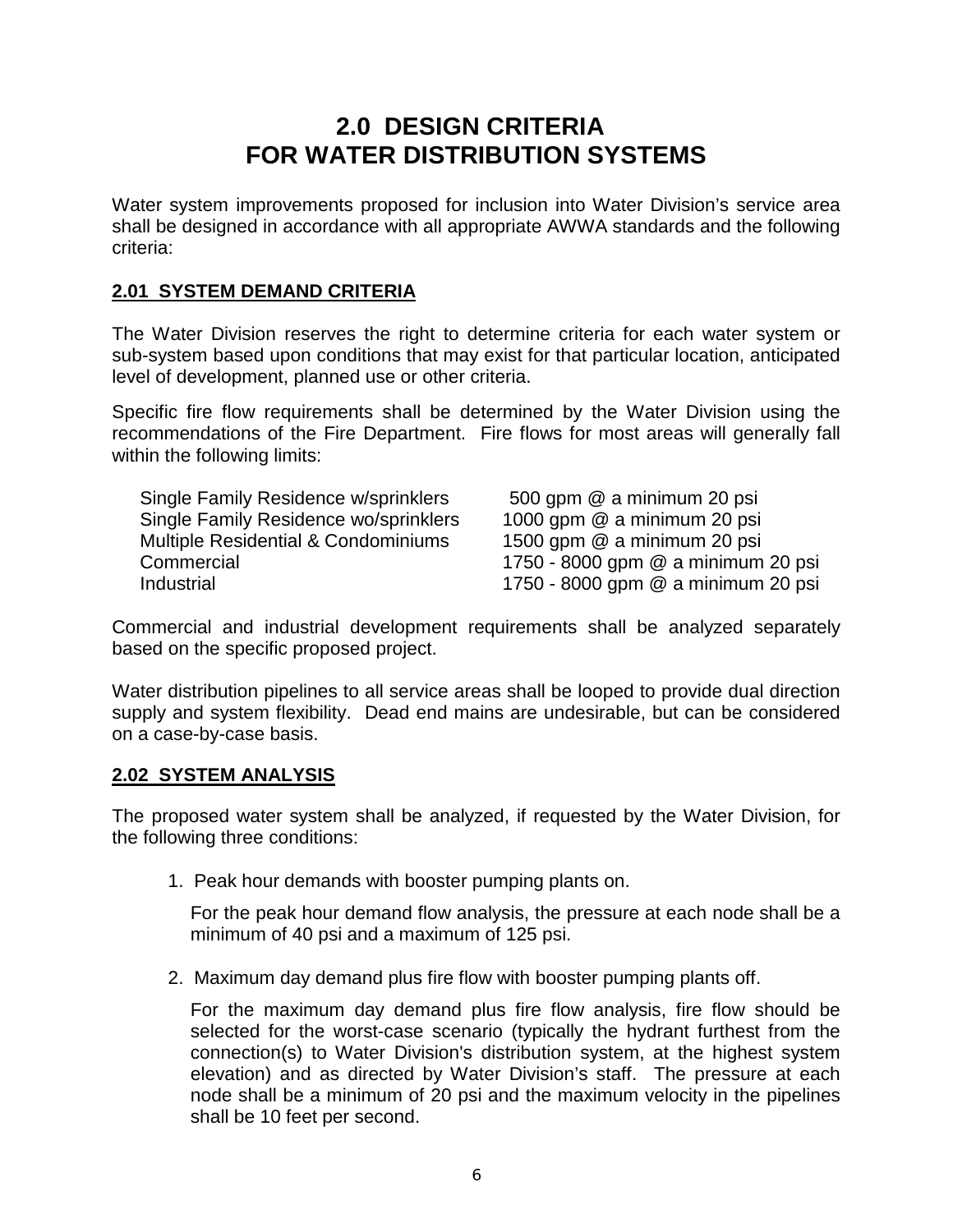# 2.0 DESIGN CRITERIA FOR WATER DISTRIBUTION SYSTEMS

Water system improvements proposed for inclusion into Water Division's service area shall be designed in accordance with all appropriate AWWA standards and the following criteria:

## 2.01 SYSTEM DEMAND CRITERIA

The Water Division reserves the right to determine criteria for each water system or sub-system based upon conditions that may exist for that particular location, anticipated level of development, planned use or other criteria.

Specific fire flow requirements shall be determined by the Water Division using the recommendations of the Fire Department. Fire flows for most areas will generally fall within the following limits:

| | |
|---|---|
| Single Family Residence w/sprinklers | 500 gpm @ a minimum 20 psi |
| Single Family Residence wo/sprinklers | 1000 gpm @ a minimum 20 psi |
| Multiple Residential & Condominiums | 1500 gpm @ a minimum 20 psi |
| Commercial | 1750 - 8000 gpm @ a minimum 20 psi |
| Industrial | 1750 - 8000 gpm @ a minimum 20 psi |

Commercial and industrial development requirements shall be analyzed separately based on the specific proposed project.

Water distribution pipelines to all service areas shall be looped to provide dual direction supply and system flexibility. Dead end mains are undesirable, but can be considered on a case-by-case basis.

## 2.02 SYSTEM ANALYSIS

The proposed water system shall be analyzed, if requested by the Water Division, for the following three conditions:

1. Peak hour demands with booster pumping plants on.

   For the peak hour demand flow analysis, the pressure at each node shall be a minimum of 40 psi and a maximum of 125 psi.

2. Maximum day demand plus fire flow with booster pumping plants off.

   For the maximum day demand plus fire flow analysis, fire flow should be selected for the worst-case scenario (typically the hydrant furthest from the connection(s) to Water Division's distribution system, at the highest system elevation) and as directed by Water Division's staff. The pressure at each node shall be a minimum of 20 psi and the maximum velocity in the pipelines shall be 10 feet per second.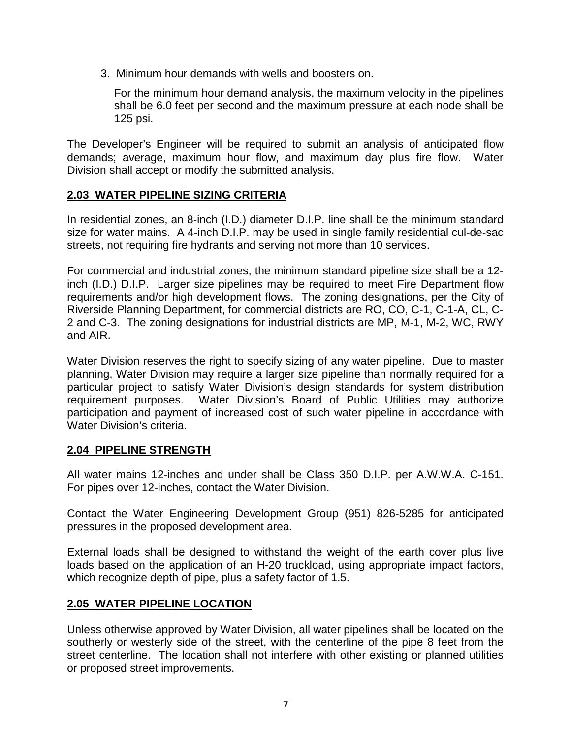3. Minimum hour demands with wells and boosters on.

   For the minimum hour demand analysis, the maximum velocity in the pipelines shall be 6.0 feet per second and the maximum pressure at each node shall be 125 psi.

The Developer's Engineer will be required to submit an analysis of anticipated flow demands; average, maximum hour flow, and maximum day plus fire flow. Water Division shall accept or modify the submitted analysis.

## 2.03 WATER PIPELINE SIZING CRITERIA

In residential zones, an 8-inch (I.D.) diameter D.I.P. line shall be the minimum standard size for water mains. A 4-inch D.I.P. may be used in single family residential cul-de-sac streets, not requiring fire hydrants and serving not more than 10 services.

For commercial and industrial zones, the minimum standard pipeline size shall be a 12-inch (I.D.) D.I.P. Larger size pipelines may be required to meet Fire Department flow requirements and/or high development flows. The zoning designations, per the City of Riverside Planning Department, for commercial districts are RO, CO, C-1, C-1-A, CL, C-2 and C-3. The zoning designations for industrial districts are MP, M-1, M-2, WC, RWY and AIR.

Water Division reserves the right to specify sizing of any water pipeline. Due to master planning, Water Division may require a larger size pipeline than normally required for a particular project to satisfy Water Division's design standards for system distribution requirement purposes. Water Division's Board of Public Utilities may authorize participation and payment of increased cost of such water pipeline in accordance with Water Division's criteria.

## 2.04 PIPELINE STRENGTH

All water mains 12-inches and under shall be Class 350 D.I.P. per A.W.W.A. C-151. For pipes over 12-inches, contact the Water Division.

Contact the Water Engineering Development Group (951) 826-5285 for anticipated pressures in the proposed development area.

External loads shall be designed to withstand the weight of the earth cover plus live loads based on the application of an H-20 truckload, using appropriate impact factors, which recognize depth of pipe, plus a safety factor of 1.5.

## 2.05 WATER PIPELINE LOCATION

Unless otherwise approved by Water Division, all water pipelines shall be located on the southerly or westerly side of the street, with the centerline of the pipe 8 feet from the street centerline. The location shall not interfere with other existing or planned utilities or proposed street improvements.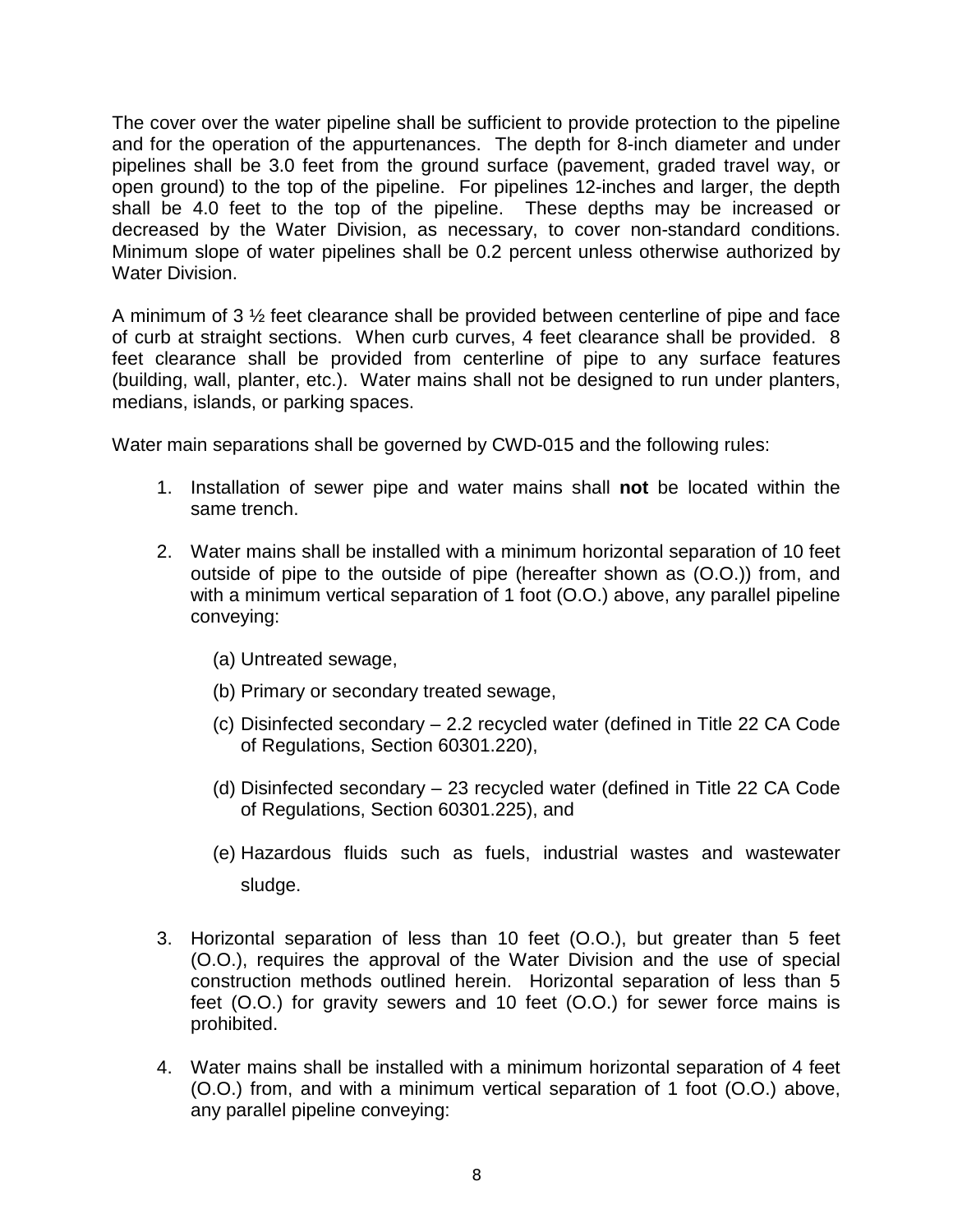The cover over the water pipeline shall be sufficient to provide protection to the pipeline and for the operation of the appurtenances. The depth for 8-inch diameter and under pipelines shall be 3.0 feet from the ground surface (pavement, graded travel way, or open ground) to the top of the pipeline. For pipelines 12-inches and larger, the depth shall be 4.0 feet to the top of the pipeline. These depths may be increased or decreased by the Water Division, as necessary, to cover non-standard conditions. Minimum slope of water pipelines shall be 0.2 percent unless otherwise authorized by Water Division.

A minimum of 3 ½ feet clearance shall be provided between centerline of pipe and face of curb at straight sections. When curb curves, 4 feet clearance shall be provided. 8 feet clearance shall be provided from centerline of pipe to any surface features (building, wall, planter, etc.). Water mains shall not be designed to run under planters, medians, islands, or parking spaces.

Water main separations shall be governed by CWD-015 and the following rules:

1. Installation of sewer pipe and water mains shall **not** be located within the same trench.

2. Water mains shall be installed with a minimum horizontal separation of 10 feet outside of pipe to the outside of pipe (hereafter shown as (O.O.)) from, and with a minimum vertical separation of 1 foot (O.O.) above, any parallel pipeline conveying:

    (a) Untreated sewage,

    (b) Primary or secondary treated sewage,

    (c) Disinfected secondary – 2.2 recycled water (defined in Title 22 CA Code of Regulations, Section 60301.220),

    (d) Disinfected secondary – 23 recycled water (defined in Title 22 CA Code of Regulations, Section 60301.225), and

    (e) Hazardous fluids such as fuels, industrial wastes and wastewater sludge.

3. Horizontal separation of less than 10 feet (O.O.), but greater than 5 feet (O.O.), requires the approval of the Water Division and the use of special construction methods outlined herein. Horizontal separation of less than 5 feet (O.O.) for gravity sewers and 10 feet (O.O.) for sewer force mains is prohibited.

4. Water mains shall be installed with a minimum horizontal separation of 4 feet (O.O.) from, and with a minimum vertical separation of 1 foot (O.O.) above, any parallel pipeline conveying: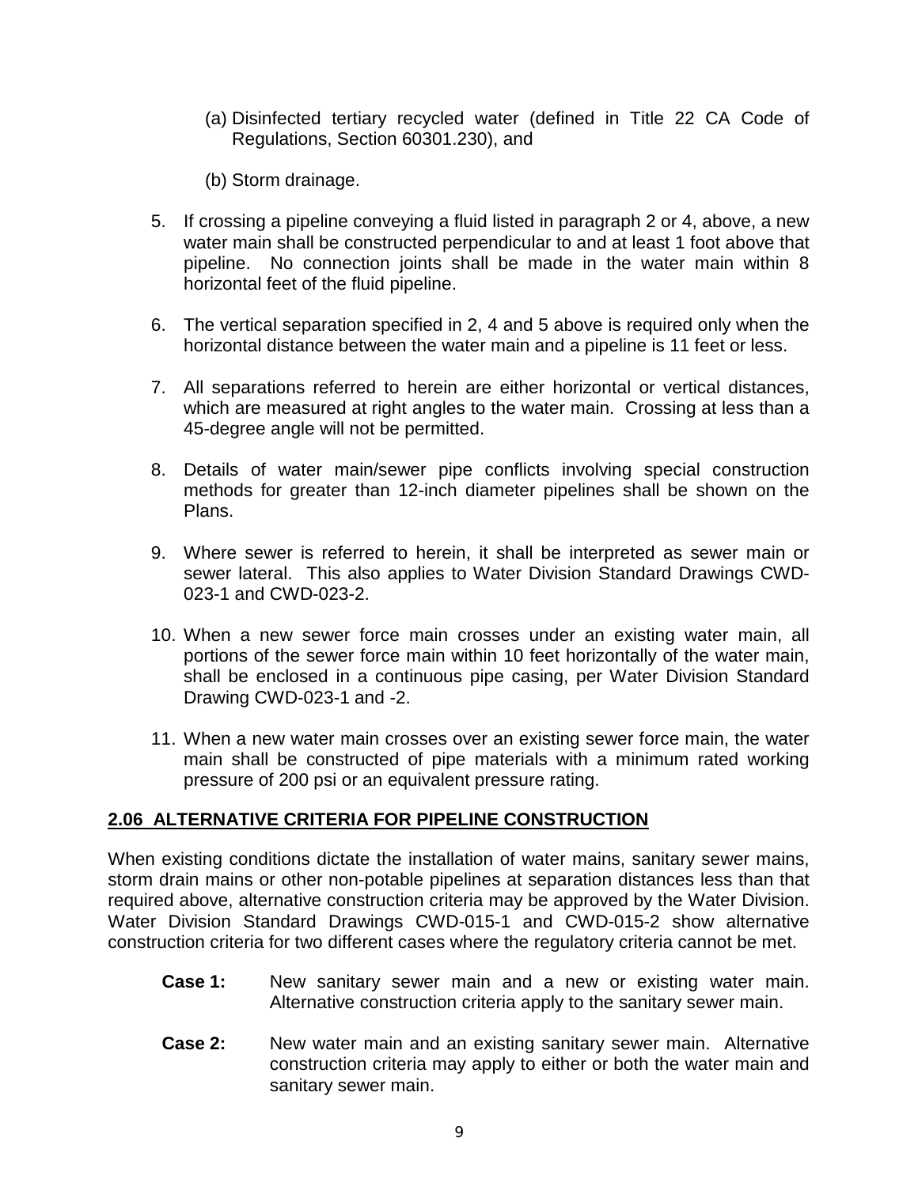(a) Disinfected tertiary recycled water (defined in Title 22 CA Code of Regulations, Section 60301.230), and

(b) Storm drainage.

5. If crossing a pipeline conveying a fluid listed in paragraph 2 or 4, above, a new water main shall be constructed perpendicular to and at least 1 foot above that pipeline. No connection joints shall be made in the water main within 8 horizontal feet of the fluid pipeline.

6. The vertical separation specified in 2, 4 and 5 above is required only when the horizontal distance between the water main and a pipeline is 11 feet or less.

7. All separations referred to herein are either horizontal or vertical distances, which are measured at right angles to the water main. Crossing at less than a 45-degree angle will not be permitted.

8. Details of water main/sewer pipe conflicts involving special construction methods for greater than 12-inch diameter pipelines shall be shown on the Plans.

9. Where sewer is referred to herein, it shall be interpreted as sewer main or sewer lateral. This also applies to Water Division Standard Drawings CWD-023-1 and CWD-023-2.

10. When a new sewer force main crosses under an existing water main, all portions of the sewer force main within 10 feet horizontally of the water main, shall be enclosed in a continuous pipe casing, per Water Division Standard Drawing CWD-023-1 and -2.

11. When a new water main crosses over an existing sewer force main, the water main shall be constructed of pipe materials with a minimum rated working pressure of 200 psi or an equivalent pressure rating.

## 2.06 ALTERNATIVE CRITERIA FOR PIPELINE CONSTRUCTION

When existing conditions dictate the installation of water mains, sanitary sewer mains, storm drain mains or other non-potable pipelines at separation distances less than that required above, alternative construction criteria may be approved by the Water Division. Water Division Standard Drawings CWD-015-1 and CWD-015-2 show alternative construction criteria for two different cases where the regulatory criteria cannot be met.

**Case 1:** New sanitary sewer main and a new or existing water main. Alternative construction criteria apply to the sanitary sewer main.

**Case 2:** New water main and an existing sanitary sewer main. Alternative construction criteria may apply to either or both the water main and sanitary sewer main.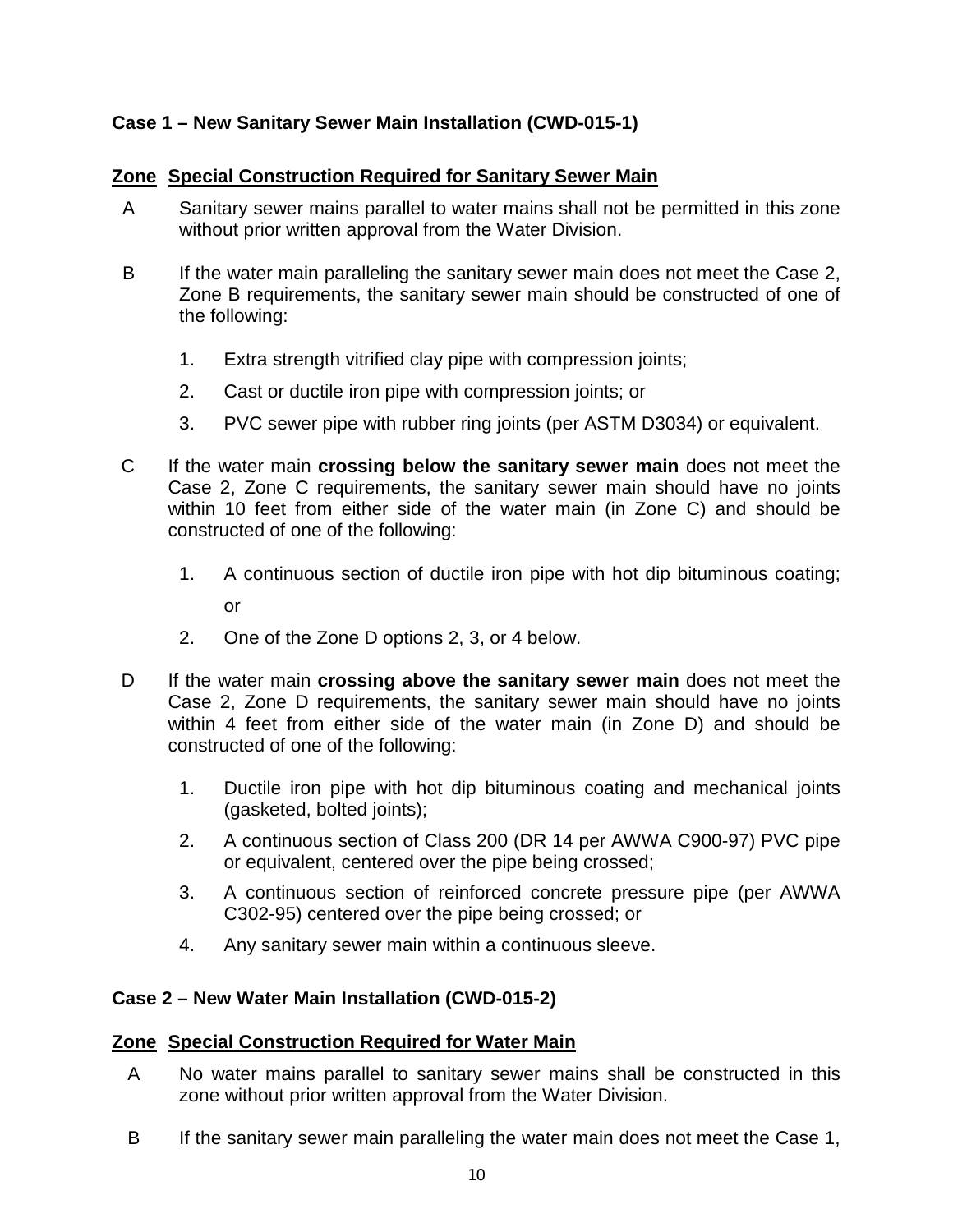### Case 1 – New Sanitary Sewer Main Installation (CWD-015-1)

**Zone** **Special Construction Required for Sanitary Sewer Main**

A Sanitary sewer mains parallel to water mains shall not be permitted in this zone without prior written approval from the Water Division.

B If the water main paralleling the sanitary sewer main does not meet the Case 2, Zone B requirements, the sanitary sewer main should be constructed of one of the following:

1. Extra strength vitrified clay pipe with compression joints;
2. Cast or ductile iron pipe with compression joints; or
3. PVC sewer pipe with rubber ring joints (per ASTM D3034) or equivalent.

C If the water main **crossing below the sanitary sewer main** does not meet the Case 2, Zone C requirements, the sanitary sewer main should have no joints within 10 feet from either side of the water main (in Zone C) and should be constructed of one of the following:

1. A continuous section of ductile iron pipe with hot dip bituminous coating; or
2. One of the Zone D options 2, 3, or 4 below.

D If the water main **crossing above the sanitary sewer main** does not meet the Case 2, Zone D requirements, the sanitary sewer main should have no joints within 4 feet from either side of the water main (in Zone D) and should be constructed of one of the following:

1. Ductile iron pipe with hot dip bituminous coating and mechanical joints (gasketed, bolted joints);
2. A continuous section of Class 200 (DR 14 per AWWA C900-97) PVC pipe or equivalent, centered over the pipe being crossed;
3. A continuous section of reinforced concrete pressure pipe (per AWWA C302-95) centered over the pipe being crossed; or
4. Any sanitary sewer main within a continuous sleeve.

### Case 2 – New Water Main Installation (CWD-015-2)

**Zone** **Special Construction Required for Water Main**

A No water mains parallel to sanitary sewer mains shall be constructed in this zone without prior written approval from the Water Division.

B If the sanitary sewer main paralleling the water main does not meet the Case 1,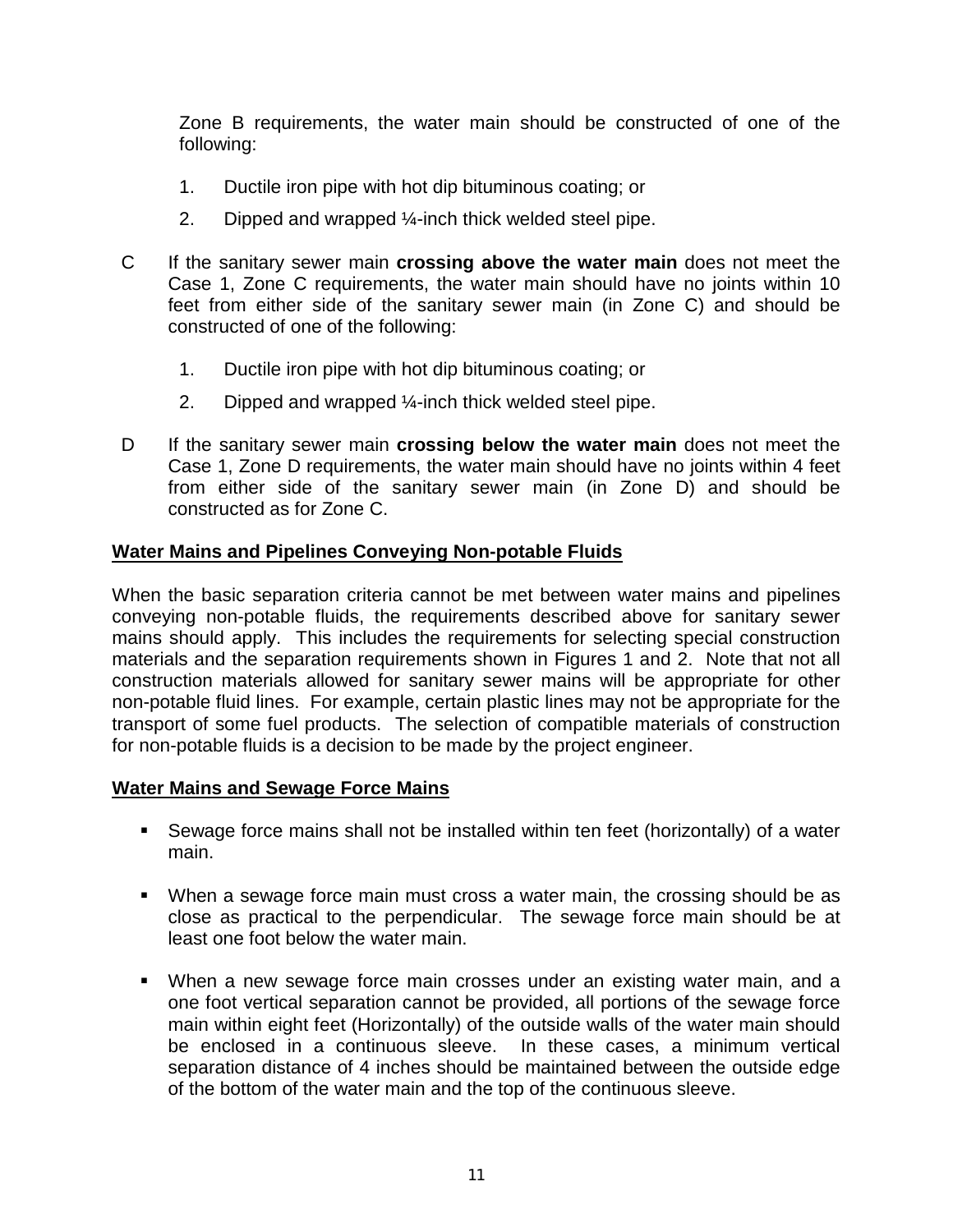Zone B requirements, the water main should be constructed of one of the following:

1. Ductile iron pipe with hot dip bituminous coating; or
2. Dipped and wrapped ¼-inch thick welded steel pipe.

C If the sanitary sewer main **crossing above the water main** does not meet the Case 1, Zone C requirements, the water main should have no joints within 10 feet from either side of the sanitary sewer main (in Zone C) and should be constructed of one of the following:

1. Ductile iron pipe with hot dip bituminous coating; or
2. Dipped and wrapped ¼-inch thick welded steel pipe.

D If the sanitary sewer main **crossing below the water main** does not meet the Case 1, Zone D requirements, the water main should have no joints within 4 feet from either side of the sanitary sewer main (in Zone D) and should be constructed as for Zone C.

**Water Mains and Pipelines Conveying Non-potable Fluids**

When the basic separation criteria cannot be met between water mains and pipelines conveying non-potable fluids, the requirements described above for sanitary sewer mains should apply. This includes the requirements for selecting special construction materials and the separation requirements shown in Figures 1 and 2. Note that not all construction materials allowed for sanitary sewer mains will be appropriate for other non-potable fluid lines. For example, certain plastic lines may not be appropriate for the transport of some fuel products. The selection of compatible materials of construction for non-potable fluids is a decision to be made by the project engineer.

**Water Mains and Sewage Force Mains**

- Sewage force mains shall not be installed within ten feet (horizontally) of a water main.
- When a sewage force main must cross a water main, the crossing should be as close as practical to the perpendicular. The sewage force main should be at least one foot below the water main.
- When a new sewage force main crosses under an existing water main, and a one foot vertical separation cannot be provided, all portions of the sewage force main within eight feet (Horizontally) of the outside walls of the water main should be enclosed in a continuous sleeve. In these cases, a minimum vertical separation distance of 4 inches should be maintained between the outside edge of the bottom of the water main and the top of the continuous sleeve.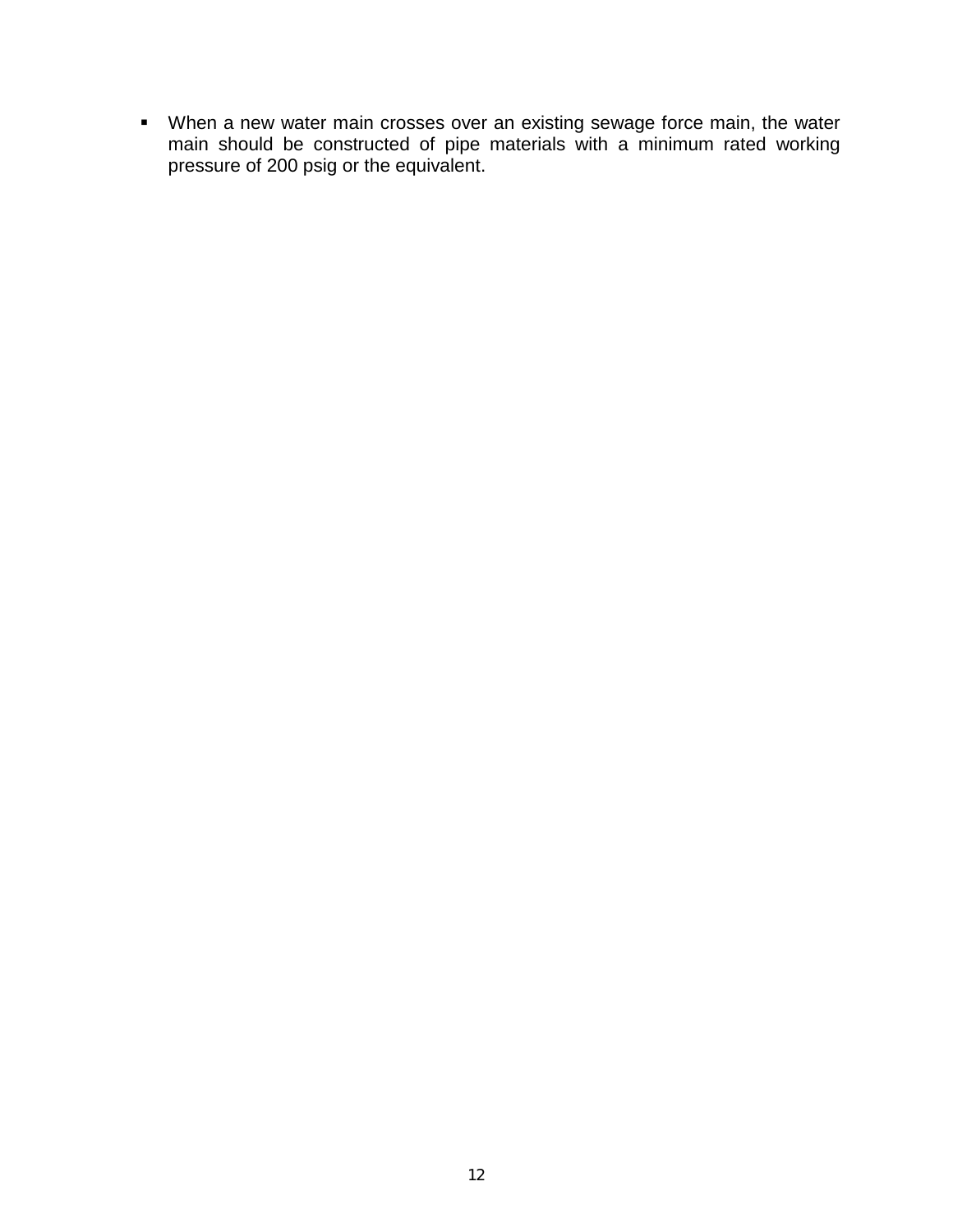- When a new water main crosses over an existing sewage force main, the water main should be constructed of pipe materials with a minimum rated working pressure of 200 psig or the equivalent.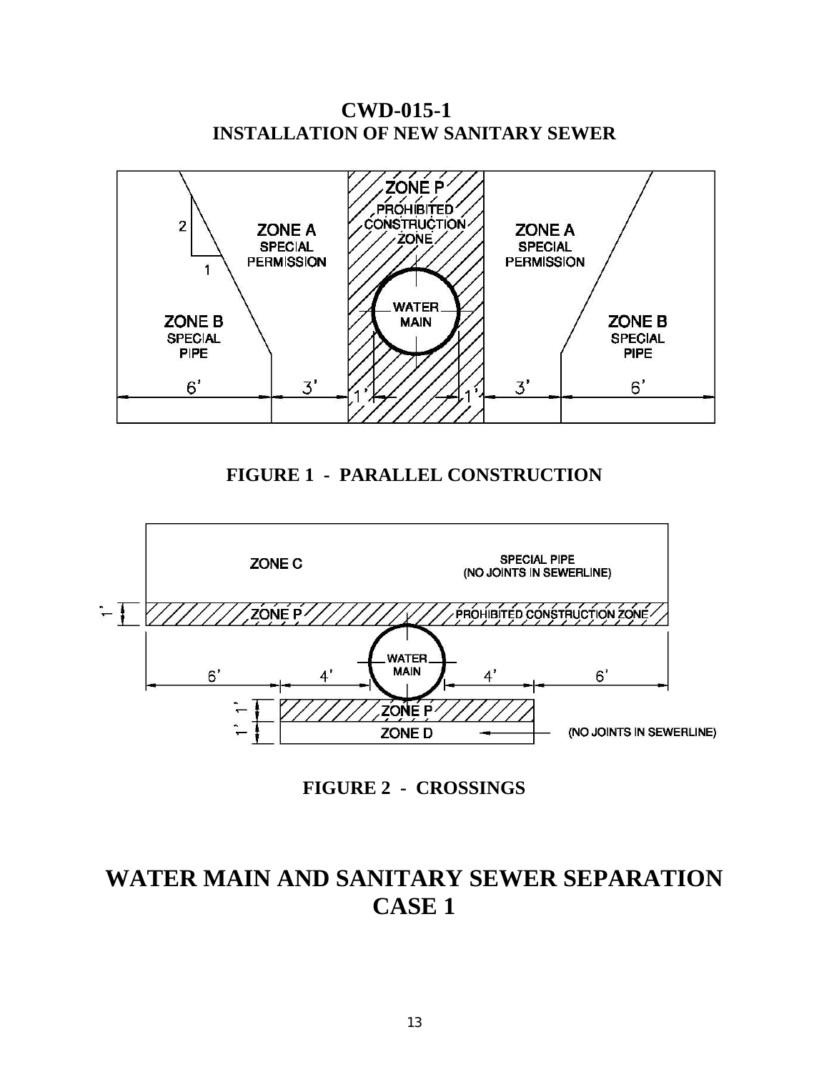# CWD-015-1
## INSTALLATION OF NEW SANITARY SEWER

ZONE P
PROHIBITED CONSTRUCTION ZONE

ZONE A
SPECIAL PERMISSION

ZONE B
SPECIAL PIPE

WATER MAIN

2
1

6' 3' 1' 1' 3' 6'

**FIGURE 1 - PARALLEL CONSTRUCTION**

ZONE C

SPECIAL PIPE
(NO JOINTS IN SEWERLINE)

ZONE P PROHIBITED CONSTRUCTION ZONE

WATER MAIN

6' 4' 4' 6'

1' 1' 1'

ZONE P

ZONE D (NO JOINTS IN SEWERLINE)

**FIGURE 2 - CROSSINGS**

# WATER MAIN AND SANITARY SEWER SEPARATION
# CASE 1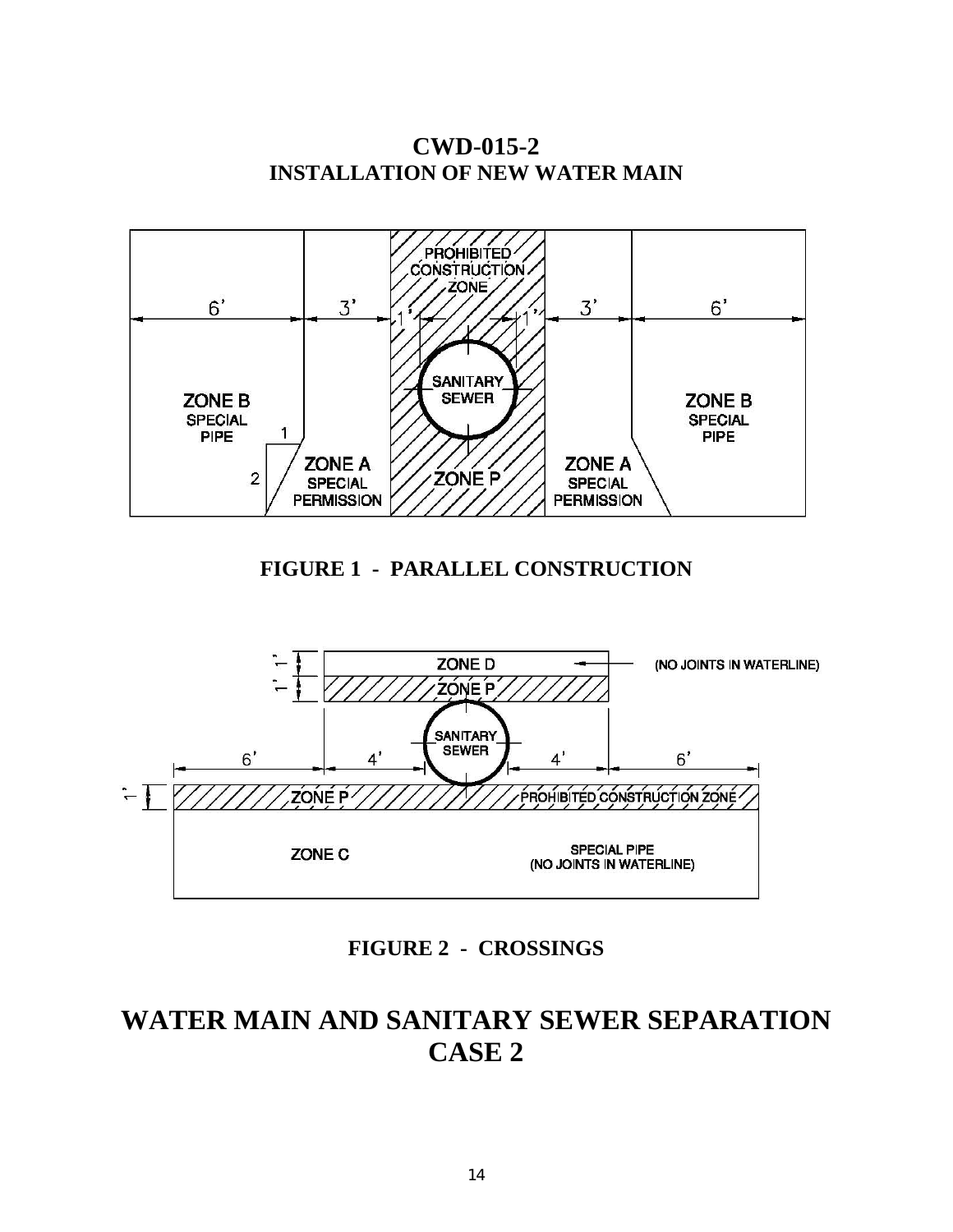# CWD-015-2
## INSTALLATION OF NEW WATER MAIN

6' 3' 1' 1' 3' 6'

PROHIBITED CONSTRUCTION ZONE

SANITARY SEWER

ZONE B SPECIAL PIPE

ZONE A SPECIAL PERMISSION

ZONE P

ZONE A SPECIAL PERMISSION

ZONE B SPECIAL PIPE

1 2

**FIGURE 1 - PARALLEL CONSTRUCTION**

ZONE D (NO JOINTS IN WATERLINE)

ZONE P

SANITARY SEWER

6' 4' 4' 6'

1' 1' 1'

ZONE P PROHIBITED CONSTRUCTION ZONE

ZONE C

SPECIAL PIPE (NO JOINTS IN WATERLINE)

**FIGURE 2 - CROSSINGS**

# WATER MAIN AND SANITARY SEWER SEPARATION CASE 2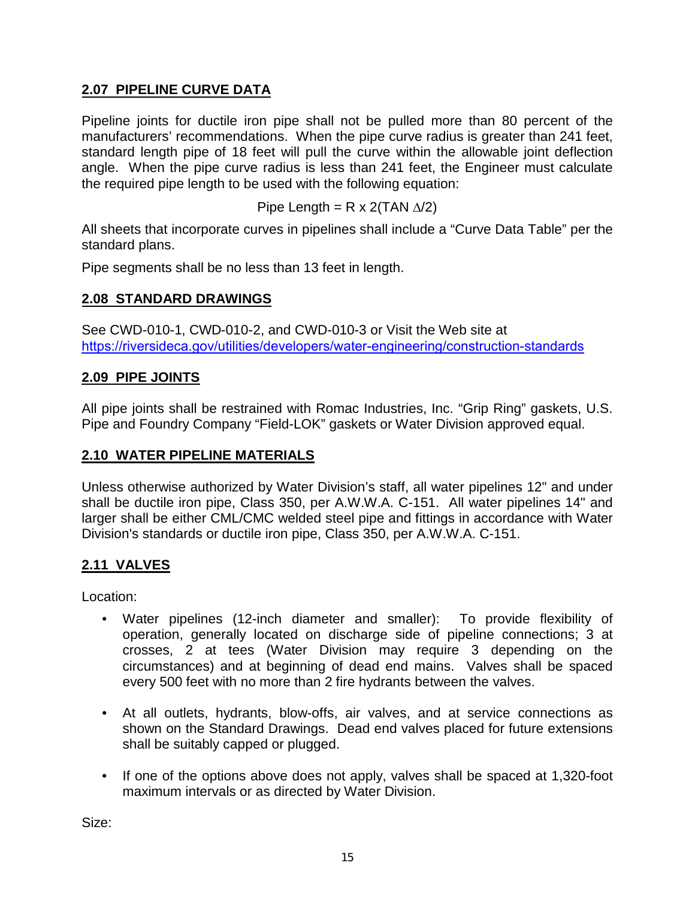## 2.07 PIPELINE CURVE DATA

Pipeline joints for ductile iron pipe shall not be pulled more than 80 percent of the manufacturers' recommendations. When the pipe curve radius is greater than 241 feet, standard length pipe of 18 feet will pull the curve within the allowable joint deflection angle. When the pipe curve radius is less than 241 feet, the Engineer must calculate the required pipe length to be used with the following equation:

$$\text{Pipe Length} = R \times 2(\text{TAN } \Delta/2)$$

All sheets that incorporate curves in pipelines shall include a "Curve Data Table" per the standard plans.

Pipe segments shall be no less than 13 feet in length.

## 2.08 STANDARD DRAWINGS

See CWD-010-1, CWD-010-2, and CWD-010-3 or Visit the Web site at https://riversideca.gov/utilities/developers/water-engineering/construction-standards

## 2.09 PIPE JOINTS

All pipe joints shall be restrained with Romac Industries, Inc. "Grip Ring" gaskets, U.S. Pipe and Foundry Company "Field-LOK" gaskets or Water Division approved equal.

## 2.10 WATER PIPELINE MATERIALS

Unless otherwise authorized by Water Division's staff, all water pipelines 12" and under shall be ductile iron pipe, Class 350, per A.W.W.A. C-151. All water pipelines 14" and larger shall be either CML/CMC welded steel pipe and fittings in accordance with Water Division's standards or ductile iron pipe, Class 350, per A.W.W.A. C-151.

## 2.11 VALVES

Location:

- Water pipelines (12-inch diameter and smaller): To provide flexibility of operation, generally located on discharge side of pipeline connections; 3 at crosses, 2 at tees (Water Division may require 3 depending on the circumstances) and at beginning of dead end mains. Valves shall be spaced every 500 feet with no more than 2 fire hydrants between the valves.

- At all outlets, hydrants, blow-offs, air valves, and at service connections as shown on the Standard Drawings. Dead end valves placed for future extensions shall be suitably capped or plugged.

- If one of the options above does not apply, valves shall be spaced at 1,320-foot maximum intervals or as directed by Water Division.

Size: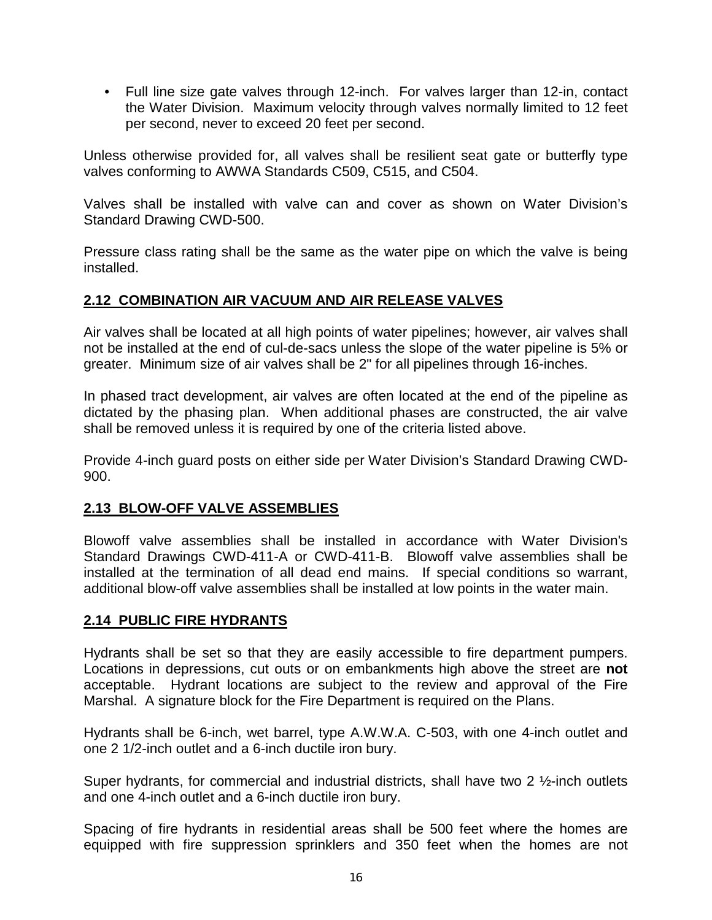- Full line size gate valves through 12-inch. For valves larger than 12-in, contact the Water Division. Maximum velocity through valves normally limited to 12 feet per second, never to exceed 20 feet per second.

Unless otherwise provided for, all valves shall be resilient seat gate or butterfly type valves conforming to AWWA Standards C509, C515, and C504.

Valves shall be installed with valve can and cover as shown on Water Division's Standard Drawing CWD-500.

Pressure class rating shall be the same as the water pipe on which the valve is being installed.

## 2.12 COMBINATION AIR VACUUM AND AIR RELEASE VALVES

Air valves shall be located at all high points of water pipelines; however, air valves shall not be installed at the end of cul-de-sacs unless the slope of the water pipeline is 5% or greater. Minimum size of air valves shall be 2" for all pipelines through 16-inches.

In phased tract development, air valves are often located at the end of the pipeline as dictated by the phasing plan. When additional phases are constructed, the air valve shall be removed unless it is required by one of the criteria listed above.

Provide 4-inch guard posts on either side per Water Division's Standard Drawing CWD-900.

## 2.13 BLOW-OFF VALVE ASSEMBLIES

Blowoff valve assemblies shall be installed in accordance with Water Division's Standard Drawings CWD-411-A or CWD-411-B. Blowoff valve assemblies shall be installed at the termination of all dead end mains. If special conditions so warrant, additional blow-off valve assemblies shall be installed at low points in the water main.

## 2.14 PUBLIC FIRE HYDRANTS

Hydrants shall be set so that they are easily accessible to fire department pumpers. Locations in depressions, cut outs or on embankments high above the street are **not** acceptable. Hydrant locations are subject to the review and approval of the Fire Marshal. A signature block for the Fire Department is required on the Plans.

Hydrants shall be 6-inch, wet barrel, type A.W.W.A. C-503, with one 4-inch outlet and one 2 1/2-inch outlet and a 6-inch ductile iron bury.

Super hydrants, for commercial and industrial districts, shall have two 2 ½-inch outlets and one 4-inch outlet and a 6-inch ductile iron bury.

Spacing of fire hydrants in residential areas shall be 500 feet where the homes are equipped with fire suppression sprinklers and 350 feet when the homes are not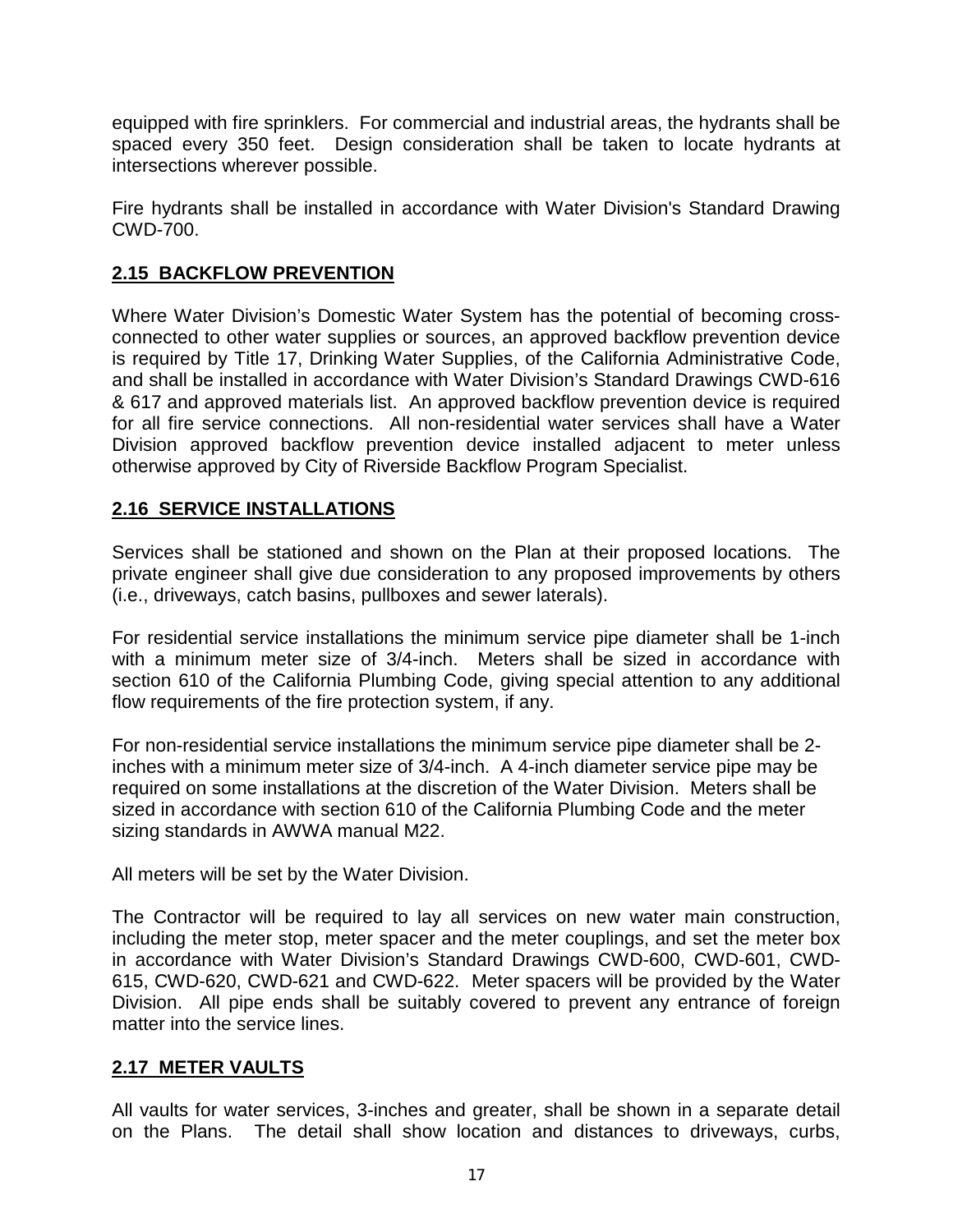equipped with fire sprinklers. For commercial and industrial areas, the hydrants shall be spaced every 350 feet. Design consideration shall be taken to locate hydrants at intersections wherever possible.

Fire hydrants shall be installed in accordance with Water Division's Standard Drawing CWD-700.

## 2.15 BACKFLOW PREVENTION

Where Water Division's Domestic Water System has the potential of becoming cross-connected to other water supplies or sources, an approved backflow prevention device is required by Title 17, Drinking Water Supplies, of the California Administrative Code, and shall be installed in accordance with Water Division's Standard Drawings CWD-616 & 617 and approved materials list. An approved backflow prevention device is required for all fire service connections. All non-residential water services shall have a Water Division approved backflow prevention device installed adjacent to meter unless otherwise approved by City of Riverside Backflow Program Specialist.

## 2.16 SERVICE INSTALLATIONS

Services shall be stationed and shown on the Plan at their proposed locations. The private engineer shall give due consideration to any proposed improvements by others (i.e., driveways, catch basins, pullboxes and sewer laterals).

For residential service installations the minimum service pipe diameter shall be 1-inch with a minimum meter size of 3/4-inch. Meters shall be sized in accordance with section 610 of the California Plumbing Code, giving special attention to any additional flow requirements of the fire protection system, if any.

For non-residential service installations the minimum service pipe diameter shall be 2-inches with a minimum meter size of 3/4-inch. A 4-inch diameter service pipe may be required on some installations at the discretion of the Water Division. Meters shall be sized in accordance with section 610 of the California Plumbing Code and the meter sizing standards in AWWA manual M22.

All meters will be set by the Water Division.

The Contractor will be required to lay all services on new water main construction, including the meter stop, meter spacer and the meter couplings, and set the meter box in accordance with Water Division's Standard Drawings CWD-600, CWD-601, CWD-615, CWD-620, CWD-621 and CWD-622. Meter spacers will be provided by the Water Division. All pipe ends shall be suitably covered to prevent any entrance of foreign matter into the service lines.

## 2.17 METER VAULTS

All vaults for water services, 3-inches and greater, shall be shown in a separate detail on the Plans. The detail shall show location and distances to driveways, curbs,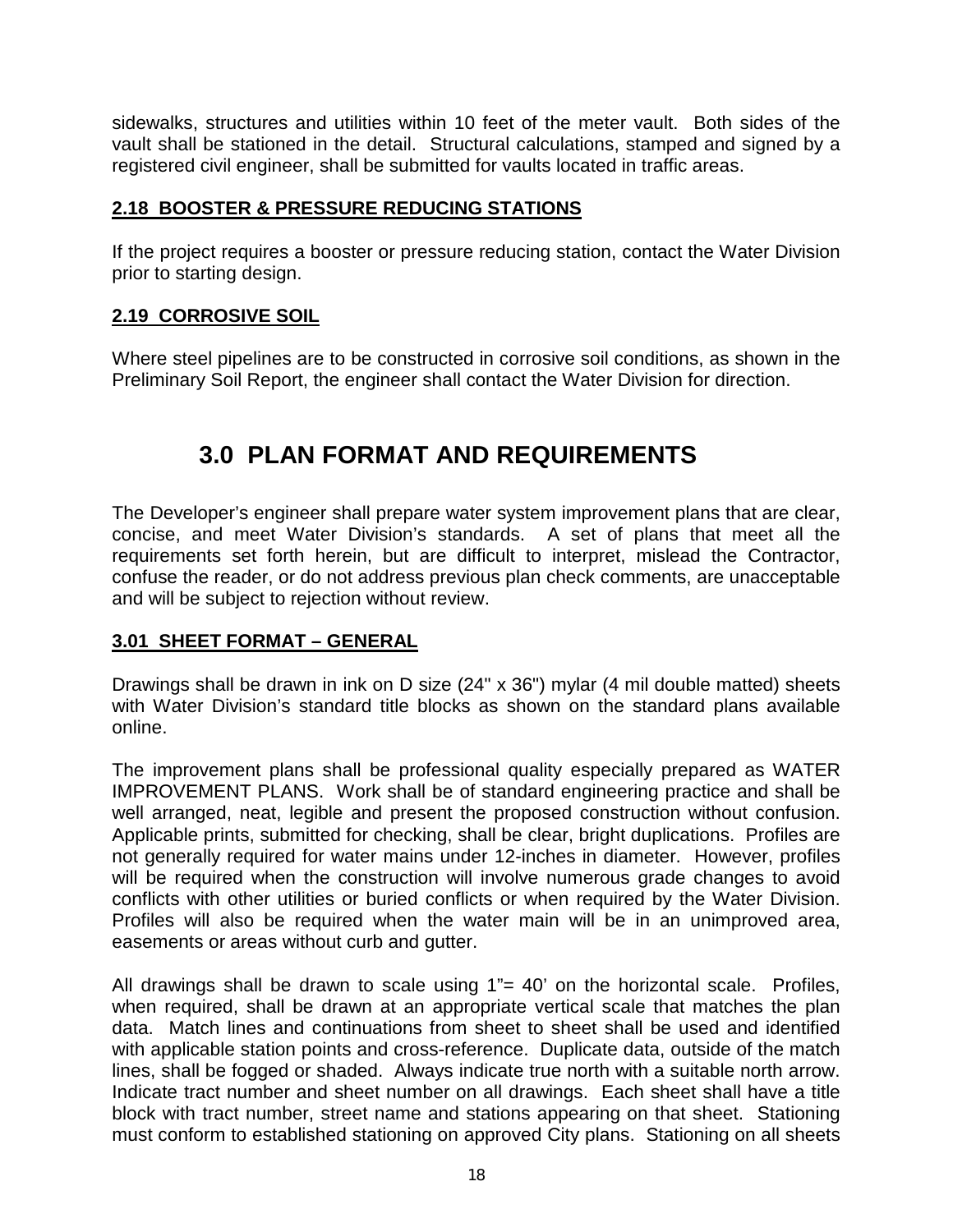sidewalks, structures and utilities within 10 feet of the meter vault. Both sides of the vault shall be stationed in the detail. Structural calculations, stamped and signed by a registered civil engineer, shall be submitted for vaults located in traffic areas.

### 2.18 BOOSTER & PRESSURE REDUCING STATIONS

If the project requires a booster or pressure reducing station, contact the Water Division prior to starting design.

### 2.19 CORROSIVE SOIL

Where steel pipelines are to be constructed in corrosive soil conditions, as shown in the Preliminary Soil Report, the engineer shall contact the Water Division for direction.

# 3.0 PLAN FORMAT AND REQUIREMENTS

The Developer's engineer shall prepare water system improvement plans that are clear, concise, and meet Water Division's standards. A set of plans that meet all the requirements set forth herein, but are difficult to interpret, mislead the Contractor, confuse the reader, or do not address previous plan check comments, are unacceptable and will be subject to rejection without review.

### 3.01 SHEET FORMAT – GENERAL

Drawings shall be drawn in ink on D size (24" x 36") mylar (4 mil double matted) sheets with Water Division's standard title blocks as shown on the standard plans available online.

The improvement plans shall be professional quality especially prepared as WATER IMPROVEMENT PLANS. Work shall be of standard engineering practice and shall be well arranged, neat, legible and present the proposed construction without confusion. Applicable prints, submitted for checking, shall be clear, bright duplications. Profiles are not generally required for water mains under 12-inches in diameter. However, profiles will be required when the construction will involve numerous grade changes to avoid conflicts with other utilities or buried conflicts or when required by the Water Division. Profiles will also be required when the water main will be in an unimproved area, easements or areas without curb and gutter.

All drawings shall be drawn to scale using 1"= 40' on the horizontal scale. Profiles, when required, shall be drawn at an appropriate vertical scale that matches the plan data. Match lines and continuations from sheet to sheet shall be used and identified with applicable station points and cross-reference. Duplicate data, outside of the match lines, shall be fogged or shaded. Always indicate true north with a suitable north arrow. Indicate tract number and sheet number on all drawings. Each sheet shall have a title block with tract number, street name and stations appearing on that sheet. Stationing must conform to established stationing on approved City plans. Stationing on all sheets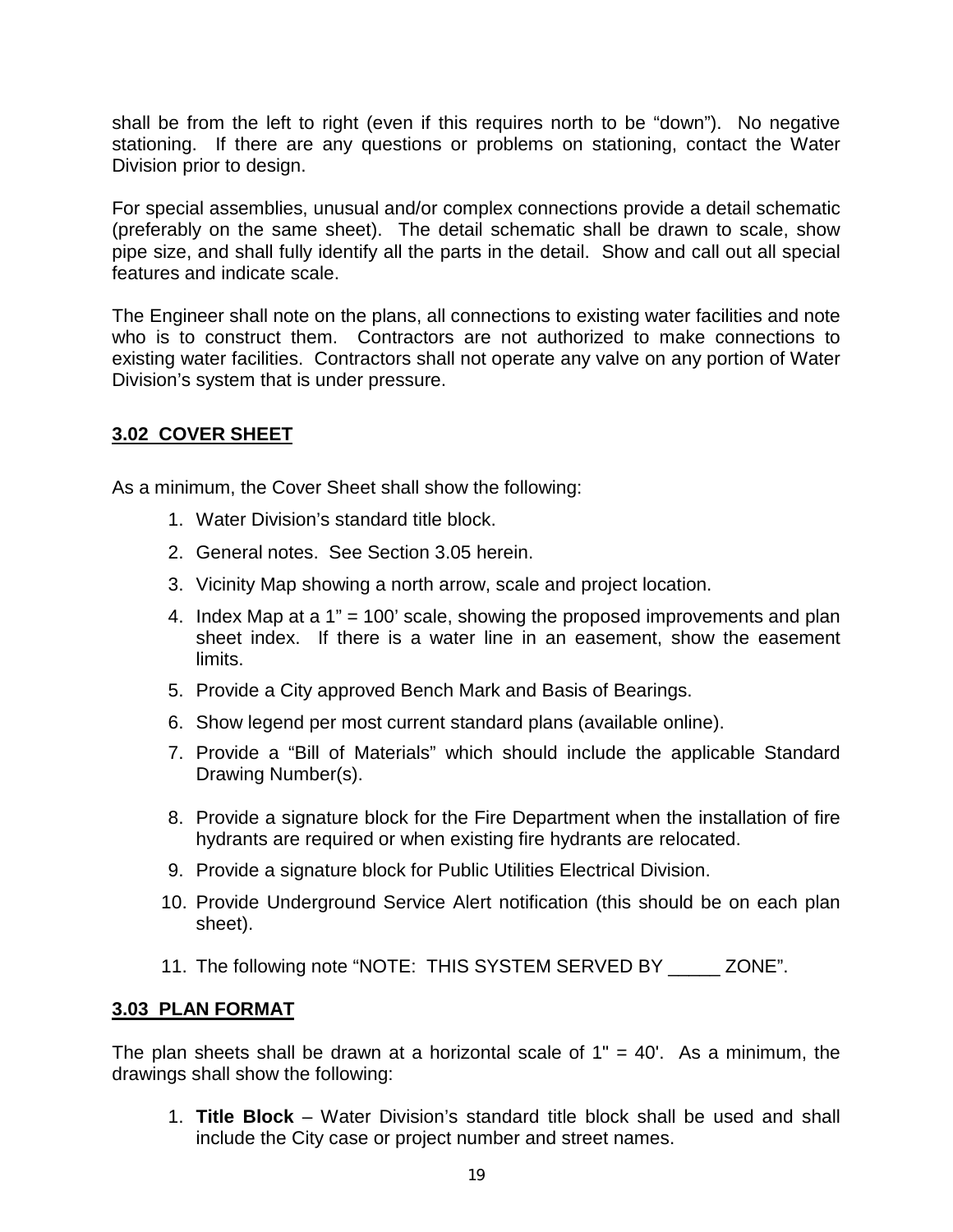shall be from the left to right (even if this requires north to be "down"). No negative stationing. If there are any questions or problems on stationing, contact the Water Division prior to design.

For special assemblies, unusual and/or complex connections provide a detail schematic (preferably on the same sheet). The detail schematic shall be drawn to scale, show pipe size, and shall fully identify all the parts in the detail. Show and call out all special features and indicate scale.

The Engineer shall note on the plans, all connections to existing water facilities and note who is to construct them. Contractors are not authorized to make connections to existing water facilities. Contractors shall not operate any valve on any portion of Water Division's system that is under pressure.

## 3.02 COVER SHEET

As a minimum, the Cover Sheet shall show the following:

1. Water Division's standard title block.
2. General notes. See Section 3.05 herein.
3. Vicinity Map showing a north arrow, scale and project location.
4. Index Map at a 1" = 100' scale, showing the proposed improvements and plan sheet index. If there is a water line in an easement, show the easement limits.
5. Provide a City approved Bench Mark and Basis of Bearings.
6. Show legend per most current standard plans (available online).
7. Provide a "Bill of Materials" which should include the applicable Standard Drawing Number(s).
8. Provide a signature block for the Fire Department when the installation of fire hydrants are required or when existing fire hydrants are relocated.
9. Provide a signature block for Public Utilities Electrical Division.
10. Provide Underground Service Alert notification (this should be on each plan sheet).
11. The following note "NOTE: THIS SYSTEM SERVED BY _____ ZONE".

## 3.03 PLAN FORMAT

The plan sheets shall be drawn at a horizontal scale of 1" = 40'. As a minimum, the drawings shall show the following:

1. **Title Block** – Water Division's standard title block shall be used and shall include the City case or project number and street names.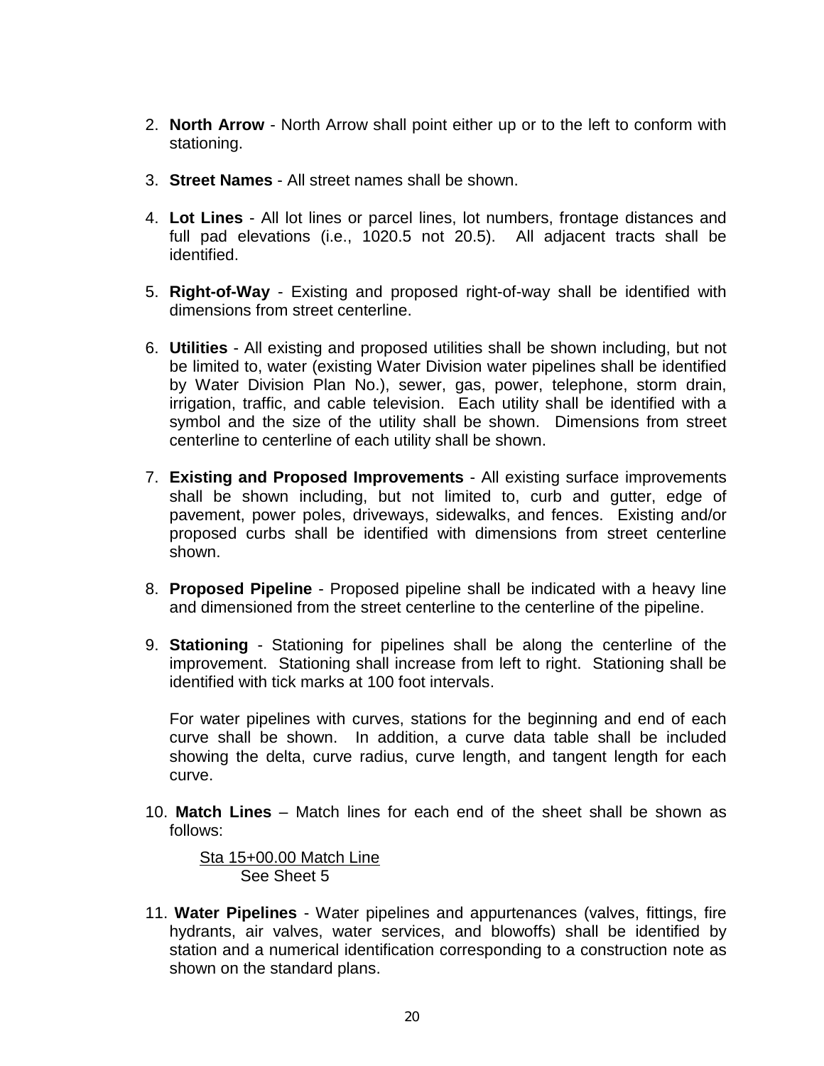2. **North Arrow** - North Arrow shall point either up or to the left to conform with stationing.

3. **Street Names** - All street names shall be shown.

4. **Lot Lines** - All lot lines or parcel lines, lot numbers, frontage distances and full pad elevations (i.e., 1020.5 not 20.5). All adjacent tracts shall be identified.

5. **Right-of-Way** - Existing and proposed right-of-way shall be identified with dimensions from street centerline.

6. **Utilities** - All existing and proposed utilities shall be shown including, but not be limited to, water (existing Water Division water pipelines shall be identified by Water Division Plan No.), sewer, gas, power, telephone, storm drain, irrigation, traffic, and cable television. Each utility shall be identified with a symbol and the size of the utility shall be shown. Dimensions from street centerline to centerline of each utility shall be shown.

7. **Existing and Proposed Improvements** - All existing surface improvements shall be shown including, but not limited to, curb and gutter, edge of pavement, power poles, driveways, sidewalks, and fences. Existing and/or proposed curbs shall be identified with dimensions from street centerline shown.

8. **Proposed Pipeline** - Proposed pipeline shall be indicated with a heavy line and dimensioned from the street centerline to the centerline of the pipeline.

9. **Stationing** - Stationing for pipelines shall be along the centerline of the improvement. Stationing shall increase from left to right. Stationing shall be identified with tick marks at 100 foot intervals.

   For water pipelines with curves, stations for the beginning and end of each curve shall be shown. In addition, a curve data table shall be included showing the delta, curve radius, curve length, and tangent length for each curve.

10. **Match Lines** – Match lines for each end of the sheet shall be shown as follows:

    <u>Sta 15+00.00 Match Line</u>
    See Sheet 5

11. **Water Pipelines** - Water pipelines and appurtenances (valves, fittings, fire hydrants, air valves, water services, and blowoffs) shall be identified by station and a numerical identification corresponding to a construction note as shown on the standard plans.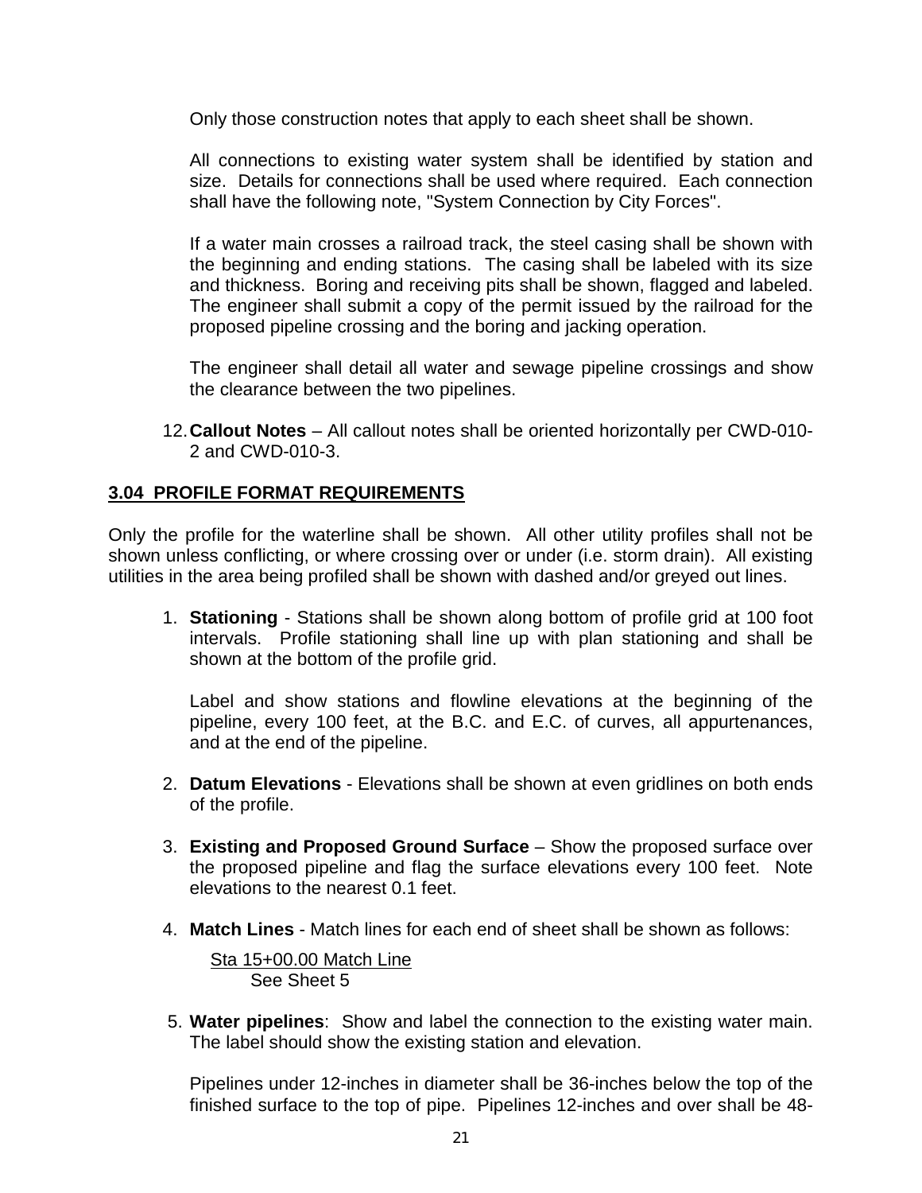Only those construction notes that apply to each sheet shall be shown.

All connections to existing water system shall be identified by station and size. Details for connections shall be used where required. Each connection shall have the following note, "System Connection by City Forces".

If a water main crosses a railroad track, the steel casing shall be shown with the beginning and ending stations. The casing shall be labeled with its size and thickness. Boring and receiving pits shall be shown, flagged and labeled. The engineer shall submit a copy of the permit issued by the railroad for the proposed pipeline crossing and the boring and jacking operation.

The engineer shall detail all water and sewage pipeline crossings and show the clearance between the two pipelines.

12. **Callout Notes** – All callout notes shall be oriented horizontally per CWD-010-2 and CWD-010-3.

## 3.04 PROFILE FORMAT REQUIREMENTS

Only the profile for the waterline shall be shown. All other utility profiles shall not be shown unless conflicting, or where crossing over or under (i.e. storm drain). All existing utilities in the area being profiled shall be shown with dashed and/or greyed out lines.

1. **Stationing** - Stations shall be shown along bottom of profile grid at 100 foot intervals. Profile stationing shall line up with plan stationing and shall be shown at the bottom of the profile grid.

   Label and show stations and flowline elevations at the beginning of the pipeline, every 100 feet, at the B.C. and E.C. of curves, all appurtenances, and at the end of the pipeline.

2. **Datum Elevations** - Elevations shall be shown at even gridlines on both ends of the profile.

3. **Existing and Proposed Ground Surface** – Show the proposed surface over the proposed pipeline and flag the surface elevations every 100 feet. Note elevations to the nearest 0.1 feet.

4. **Match Lines** - Match lines for each end of sheet shall be shown as follows:

   <u>Sta 15+00.00 Match Line</u>
   See Sheet 5

5. **Water pipelines**: Show and label the connection to the existing water main. The label should show the existing station and elevation.

   Pipelines under 12-inches in diameter shall be 36-inches below the top of the finished surface to the top of pipe. Pipelines 12-inches and over shall be 48-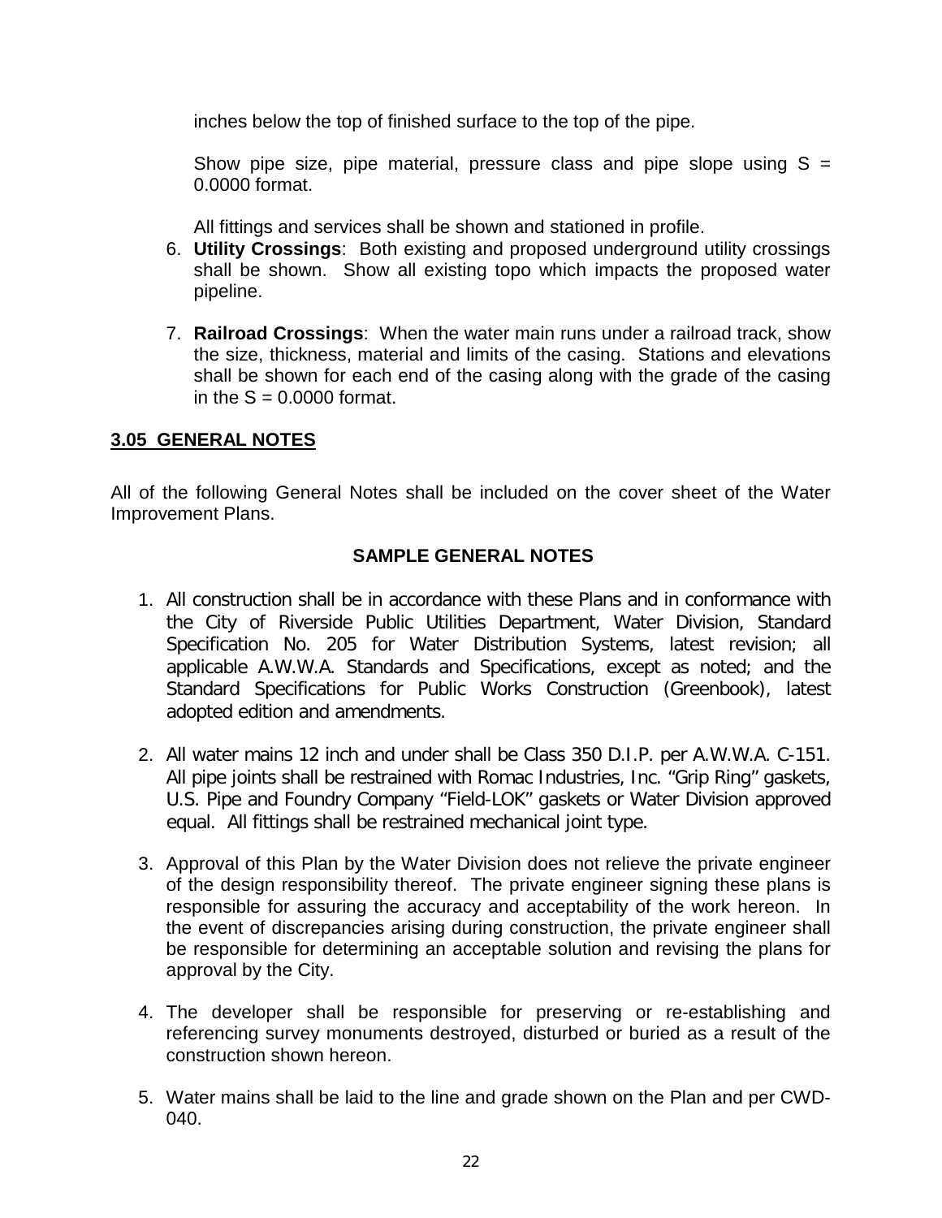inches below the top of finished surface to the top of the pipe.

Show pipe size, pipe material, pressure class and pipe slope using S = 0.0000 format.

All fittings and services shall be shown and stationed in profile.

6. **Utility Crossings**: Both existing and proposed underground utility crossings shall be shown. Show all existing topo which impacts the proposed water pipeline.

7. **Railroad Crossings**: When the water main runs under a railroad track, show the size, thickness, material and limits of the casing. Stations and elevations shall be shown for each end of the casing along with the grade of the casing in the S = 0.0000 format.

## 3.05 GENERAL NOTES

All of the following General Notes shall be included on the cover sheet of the Water Improvement Plans.

### SAMPLE GENERAL NOTES

1. All construction shall be in accordance with these Plans and in conformance with the City of Riverside Public Utilities Department, Water Division, Standard Specification No. 205 for Water Distribution Systems, latest revision; all applicable A.W.W.A. Standards and Specifications, except as noted; and the Standard Specifications for Public Works Construction (Greenbook), latest adopted edition and amendments.

2. All water mains 12 inch and under shall be Class 350 D.I.P. per A.W.W.A. C-151. All pipe joints shall be restrained with Romac Industries, Inc. “Grip Ring” gaskets, U.S. Pipe and Foundry Company “Field-LOK” gaskets or Water Division approved equal. All fittings shall be restrained mechanical joint type.

3. Approval of this Plan by the Water Division does not relieve the private engineer of the design responsibility thereof. The private engineer signing these plans is responsible for assuring the accuracy and acceptability of the work hereon. In the event of discrepancies arising during construction, the private engineer shall be responsible for determining an acceptable solution and revising the plans for approval by the City.

4. The developer shall be responsible for preserving or re-establishing and referencing survey monuments destroyed, disturbed or buried as a result of the construction shown hereon.

5. Water mains shall be laid to the line and grade shown on the Plan and per CWD-040.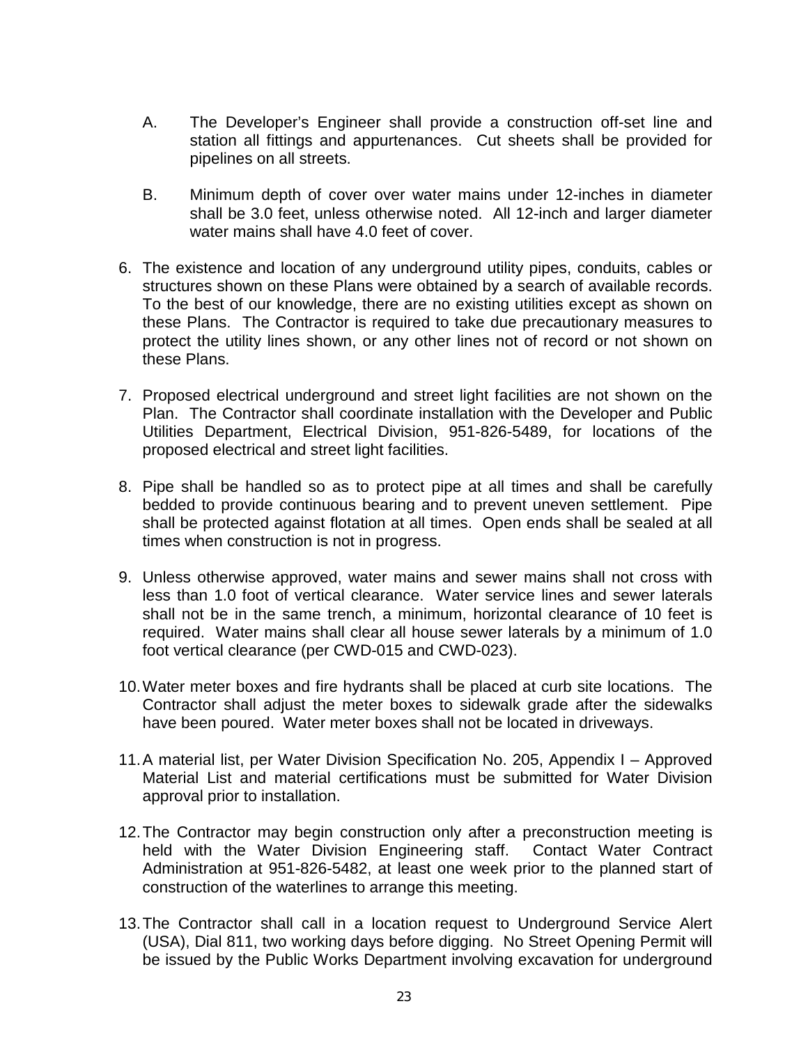A. The Developer's Engineer shall provide a construction off-set line and station all fittings and appurtenances. Cut sheets shall be provided for pipelines on all streets.

B. Minimum depth of cover over water mains under 12-inches in diameter shall be 3.0 feet, unless otherwise noted. All 12-inch and larger diameter water mains shall have 4.0 feet of cover.

6. The existence and location of any underground utility pipes, conduits, cables or structures shown on these Plans were obtained by a search of available records. To the best of our knowledge, there are no existing utilities except as shown on these Plans. The Contractor is required to take due precautionary measures to protect the utility lines shown, or any other lines not of record or not shown on these Plans.

7. Proposed electrical underground and street light facilities are not shown on the Plan. The Contractor shall coordinate installation with the Developer and Public Utilities Department, Electrical Division, 951-826-5489, for locations of the proposed electrical and street light facilities.

8. Pipe shall be handled so as to protect pipe at all times and shall be carefully bedded to provide continuous bearing and to prevent uneven settlement. Pipe shall be protected against flotation at all times. Open ends shall be sealed at all times when construction is not in progress.

9. Unless otherwise approved, water mains and sewer mains shall not cross with less than 1.0 foot of vertical clearance. Water service lines and sewer laterals shall not be in the same trench, a minimum, horizontal clearance of 10 feet is required. Water mains shall clear all house sewer laterals by a minimum of 1.0 foot vertical clearance (per CWD-015 and CWD-023).

10. Water meter boxes and fire hydrants shall be placed at curb site locations. The Contractor shall adjust the meter boxes to sidewalk grade after the sidewalks have been poured. Water meter boxes shall not be located in driveways.

11. A material list, per Water Division Specification No. 205, Appendix I – Approved Material List and material certifications must be submitted for Water Division approval prior to installation.

12. The Contractor may begin construction only after a preconstruction meeting is held with the Water Division Engineering staff. Contact Water Contract Administration at 951-826-5482, at least one week prior to the planned start of construction of the waterlines to arrange this meeting.

13. The Contractor shall call in a location request to Underground Service Alert (USA), Dial 811, two working days before digging. No Street Opening Permit will be issued by the Public Works Department involving excavation for underground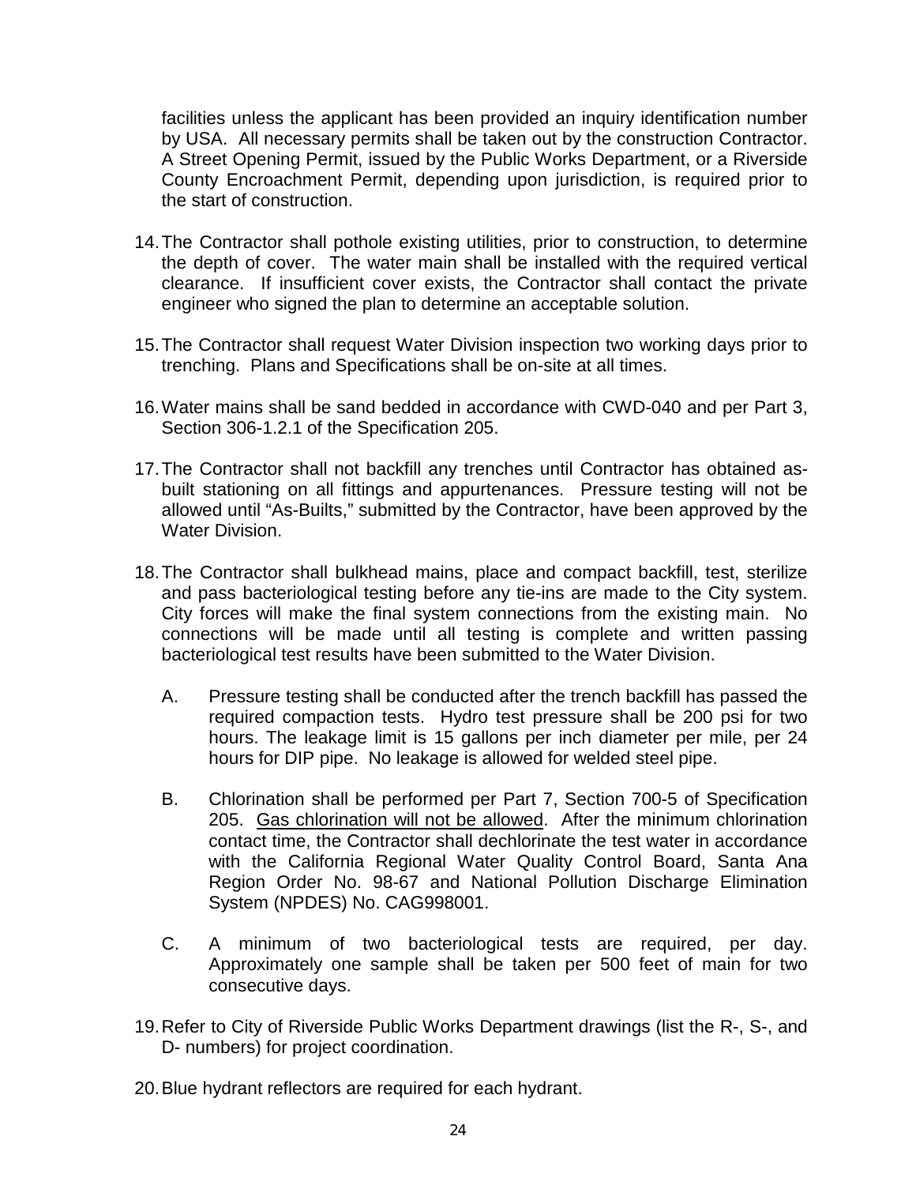facilities unless the applicant has been provided an inquiry identification number by USA. All necessary permits shall be taken out by the construction Contractor. A Street Opening Permit, issued by the Public Works Department, or a Riverside County Encroachment Permit, depending upon jurisdiction, is required prior to the start of construction.

14. The Contractor shall pothole existing utilities, prior to construction, to determine the depth of cover. The water main shall be installed with the required vertical clearance. If insufficient cover exists, the Contractor shall contact the private engineer who signed the plan to determine an acceptable solution.

15. The Contractor shall request Water Division inspection two working days prior to trenching. Plans and Specifications shall be on-site at all times.

16. Water mains shall be sand bedded in accordance with CWD-040 and per Part 3, Section 306-1.2.1 of the Specification 205.

17. The Contractor shall not backfill any trenches until Contractor has obtained as-built stationing on all fittings and appurtenances. Pressure testing will not be allowed until "As-Builts," submitted by the Contractor, have been approved by the Water Division.

18. The Contractor shall bulkhead mains, place and compact backfill, test, sterilize and pass bacteriological testing before any tie-ins are made to the City system. City forces will make the final system connections from the existing main. No connections will be made until all testing is complete and written passing bacteriological test results have been submitted to the Water Division.

    A. Pressure testing shall be conducted after the trench backfill has passed the required compaction tests. Hydro test pressure shall be 200 psi for two hours. The leakage limit is 15 gallons per inch diameter per mile, per 24 hours for DIP pipe. No leakage is allowed for welded steel pipe.

    B. Chlorination shall be performed per Part 7, Section 700-5 of Specification 205. <u>Gas chlorination will not be allowed</u>. After the minimum chlorination contact time, the Contractor shall dechlorinate the test water in accordance with the California Regional Water Quality Control Board, Santa Ana Region Order No. 98-67 and National Pollution Discharge Elimination System (NPDES) No. CAG998001.

    C. A minimum of two bacteriological tests are required, per day. Approximately one sample shall be taken per 500 feet of main for two consecutive days.

19. Refer to City of Riverside Public Works Department drawings (list the R-, S-, and D- numbers) for project coordination.

20. Blue hydrant reflectors are required for each hydrant.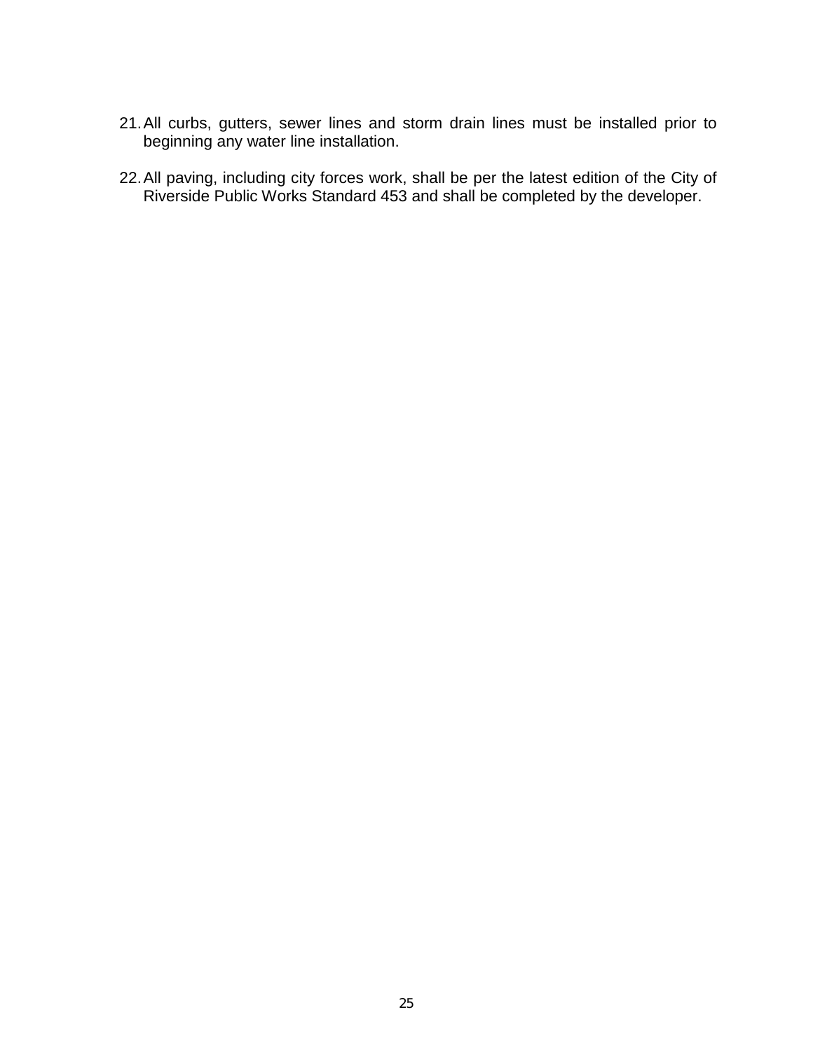21. All curbs, gutters, sewer lines and storm drain lines must be installed prior to beginning any water line installation.

22. All paving, including city forces work, shall be per the latest edition of the City of Riverside Public Works Standard 453 and shall be completed by the developer.